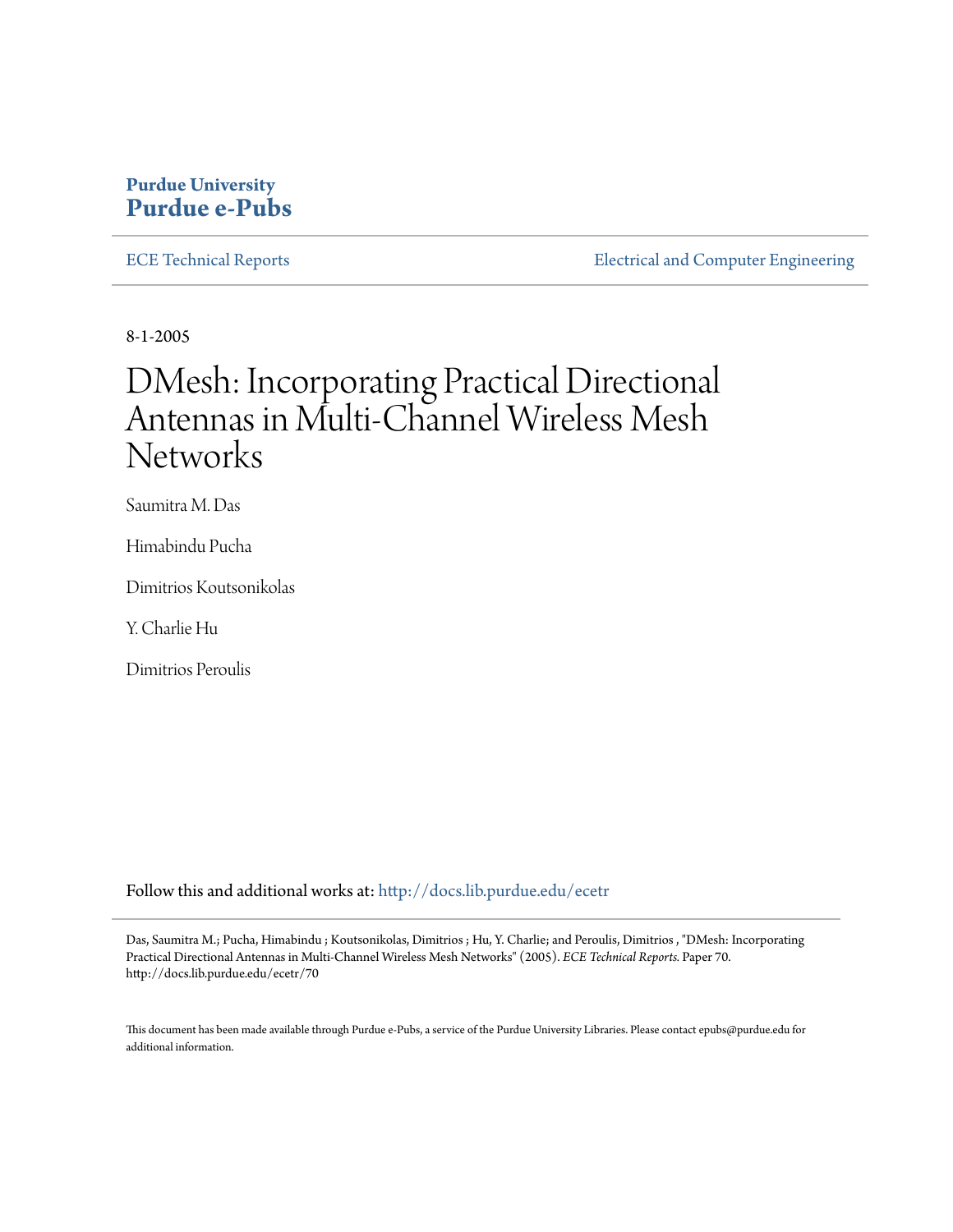**Purdue University**
**Purdue e-Pubs**

ECE Technical Reports | Electrical and Computer Engineering

8-1-2005

# DMesh: Incorporating Practical Directional Antennas in Multi-Channel Wireless Mesh Networks

Saumitra M. Das

Himabindu Pucha

Dimitrios Koutsonikolas

Y. Charlie Hu

Dimitrios Peroulis

Follow this and additional works at: http://docs.lib.purdue.edu/ecetr

Das, Saumitra M.; Pucha, Himabindu ; Koutsonikolas, Dimitrios ; Hu, Y. Charlie; and Peroulis, Dimitrios , "DMesh: Incorporating Practical Directional Antennas in Multi-Channel Wireless Mesh Networks" (2005). *ECE Technical Reports.* Paper 70.
http://docs.lib.purdue.edu/ecetr/70

This document has been made available through Purdue e-Pubs, a service of the Purdue University Libraries. Please contact epubs@purdue.edu for additional information.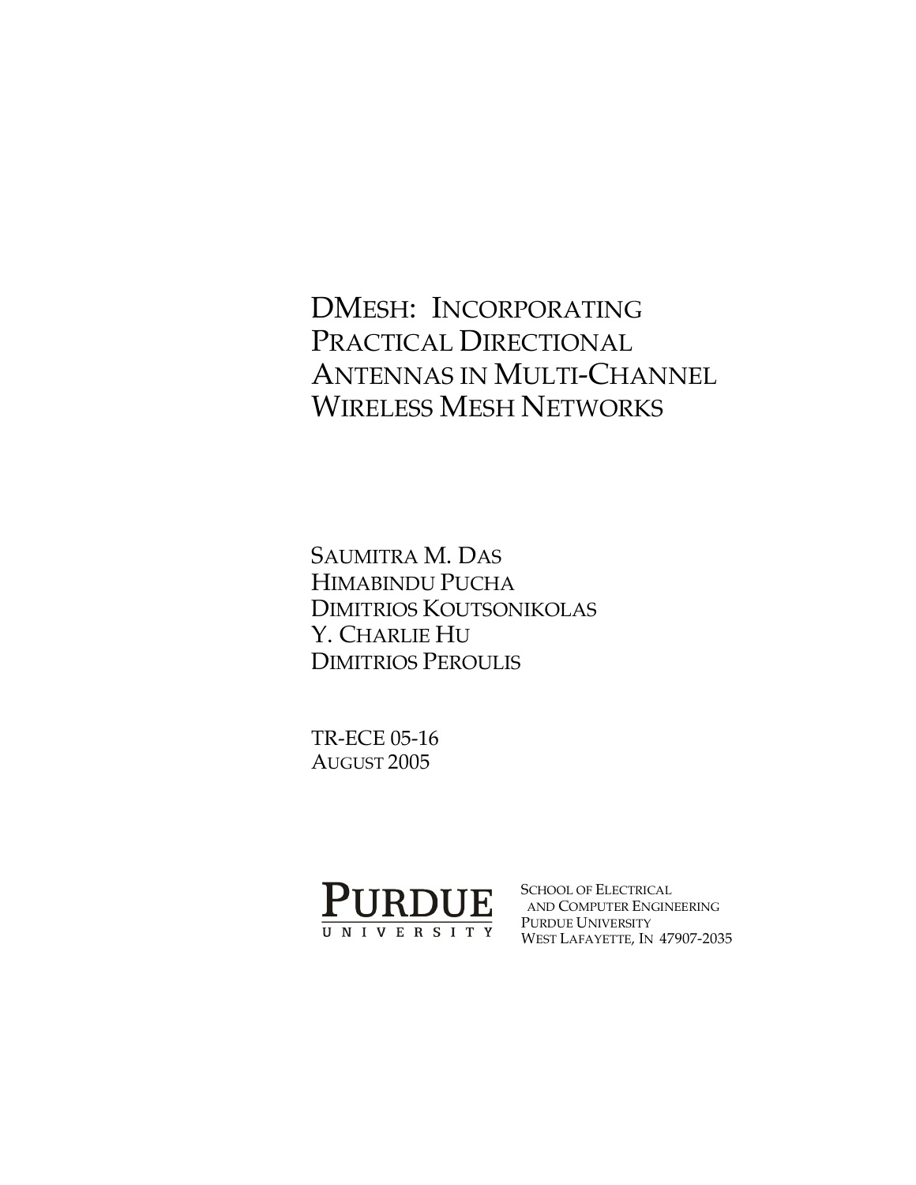# DMesh: Incorporating Practical Directional Antennas in Multi-Channel Wireless Mesh Networks

Saumitra M. Das
Himabindu Pucha
Dimitrios Koutsonikolas
Y. Charlie Hu
Dimitrios Peroulis

TR-ECE 05-16
August 2005

Purdue University

School of Electrical and Computer Engineering
Purdue University
West Lafayette, IN 47907-2035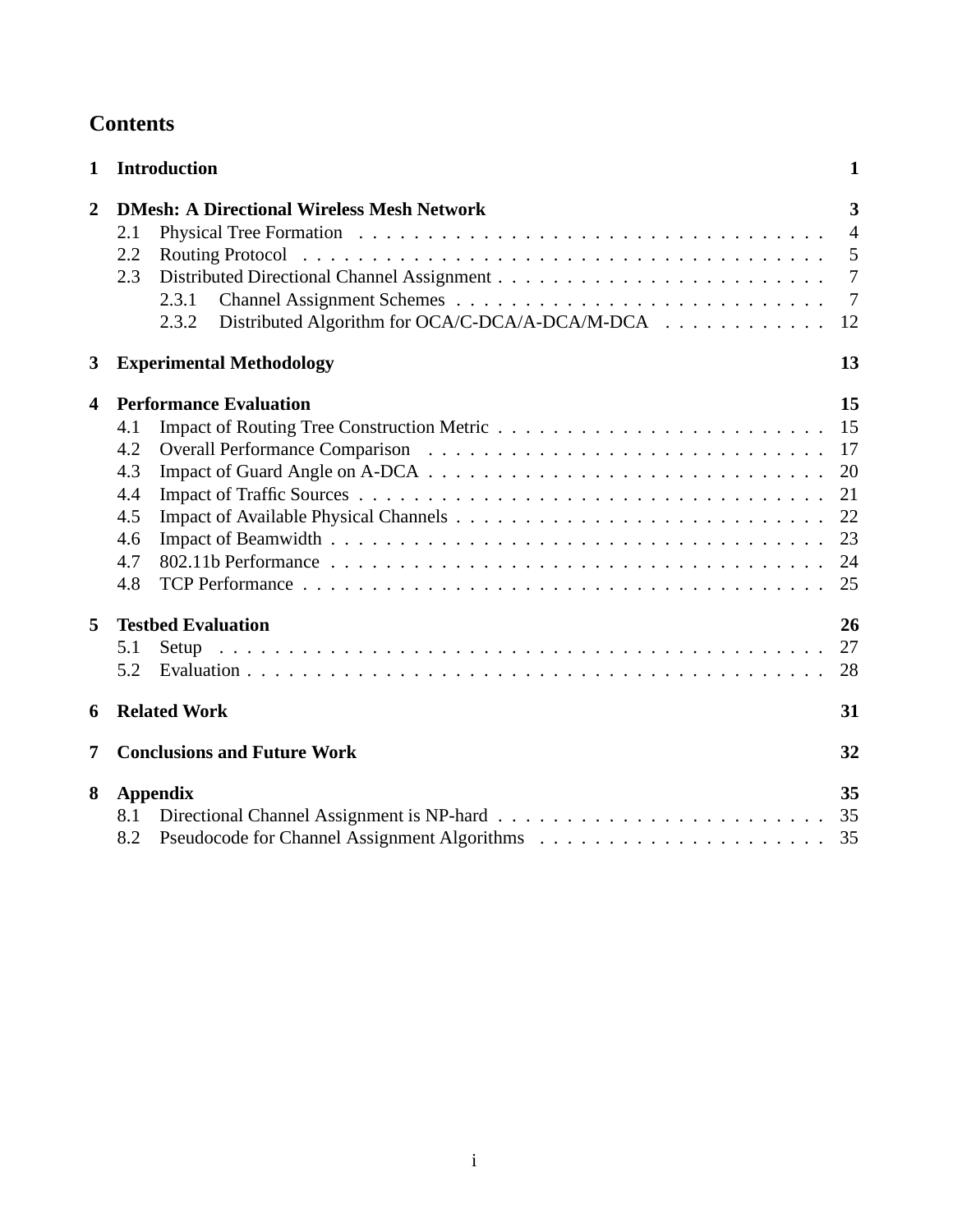# Contents

**1 Introduction** — **1**

**2 DMesh: A Directional Wireless Mesh Network** — **3**
- 2.1 Physical Tree Formation — 4
- 2.2 Routing Protocol — 5
- 2.3 Distributed Directional Channel Assignment — 7
  - 2.3.1 Channel Assignment Schemes — 7
  - 2.3.2 Distributed Algorithm for OCA/C-DCA/A-DCA/M-DCA — 12

**3 Experimental Methodology** — **13**

**4 Performance Evaluation** — **15**
- 4.1 Impact of Routing Tree Construction Metric — 15
- 4.2 Overall Performance Comparison — 17
- 4.3 Impact of Guard Angle on A-DCA — 20
- 4.4 Impact of Traffic Sources — 21
- 4.5 Impact of Available Physical Channels — 22
- 4.6 Impact of Beamwidth — 23
- 4.7 802.11b Performance — 24
- 4.8 TCP Performance — 25

**5 Testbed Evaluation** — **26**
- 5.1 Setup — 27
- 5.2 Evaluation — 28

**6 Related Work** — **31**

**7 Conclusions and Future Work** — **32**

**8 Appendix** — **35**
- 8.1 Directional Channel Assignment is NP-hard — 35
- 8.2 Pseudocode for Channel Assignment Algorithms — 35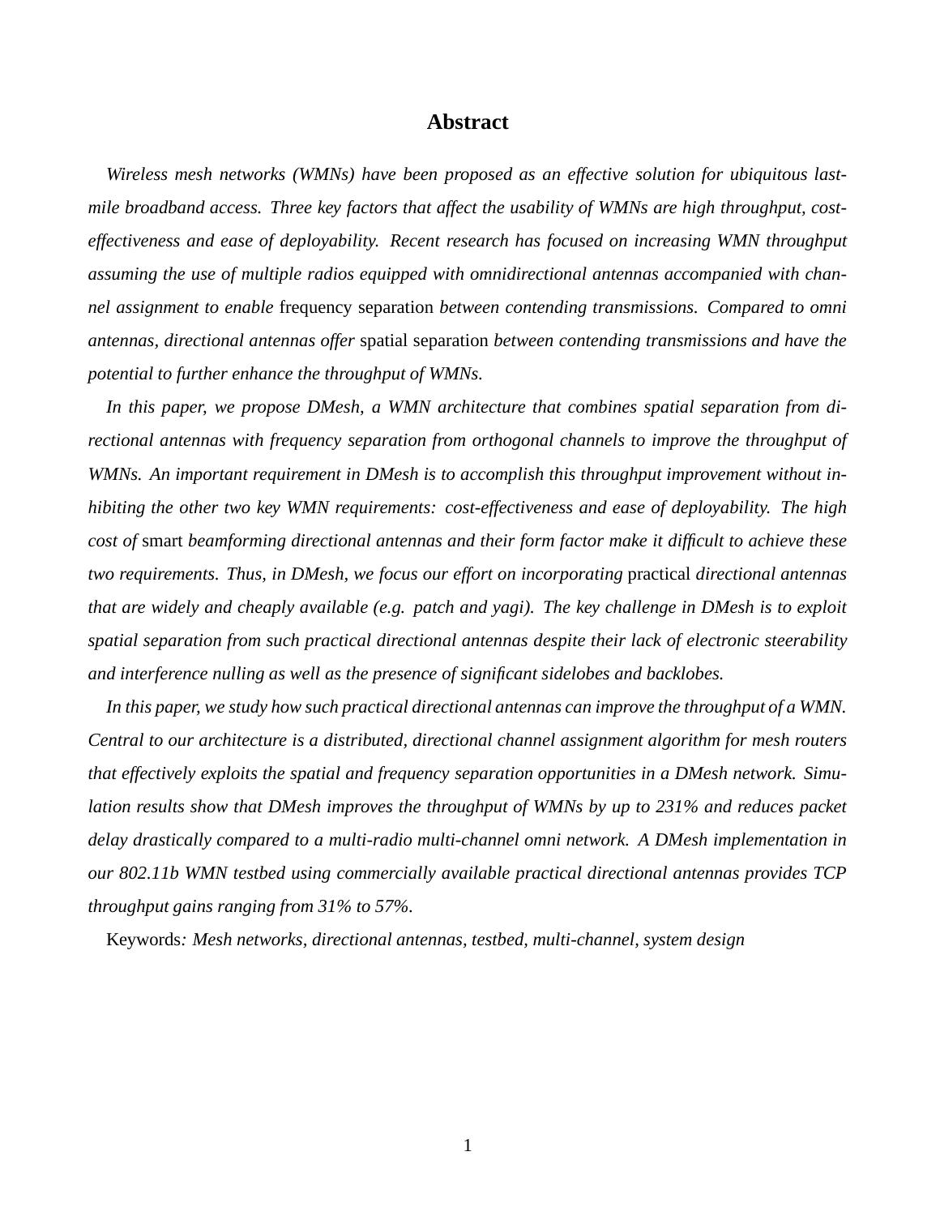## Abstract

*Wireless mesh networks (WMNs) have been proposed as an effective solution for ubiquitous last-mile broadband access. Three key factors that affect the usability of WMNs are high throughput, cost-effectiveness and ease of deployability. Recent research has focused on increasing WMN throughput assuming the use of multiple radios equipped with omnidirectional antennas accompanied with channel assignment to enable* frequency separation *between contending transmissions. Compared to omni antennas, directional antennas offer* spatial separation *between contending transmissions and have the potential to further enhance the throughput of WMNs.*

*In this paper, we propose DMesh, a WMN architecture that combines spatial separation from directional antennas with frequency separation from orthogonal channels to improve the throughput of WMNs. An important requirement in DMesh is to accomplish this throughput improvement without inhibiting the other two key WMN requirements: cost-effectiveness and ease of deployability. The high cost of* smart *beamforming directional antennas and their form factor make it difficult to achieve these two requirements. Thus, in DMesh, we focus our effort on incorporating* practical *directional antennas that are widely and cheaply available (e.g. patch and yagi). The key challenge in DMesh is to exploit spatial separation from such practical directional antennas despite their lack of electronic steerability and interference nulling as well as the presence of significant sidelobes and backlobes.*

*In this paper, we study how such practical directional antennas can improve the throughput of a WMN. Central to our architecture is a distributed, directional channel assignment algorithm for mesh routers that effectively exploits the spatial and frequency separation opportunities in a DMesh network. Simulation results show that DMesh improves the throughput of WMNs by up to 231% and reduces packet delay drastically compared to a multi-radio multi-channel omni network. A DMesh implementation in our 802.11b WMN testbed using commercially available practical directional antennas provides TCP throughput gains ranging from 31% to 57%.*

Keywords*: Mesh networks, directional antennas, testbed, multi-channel, system design*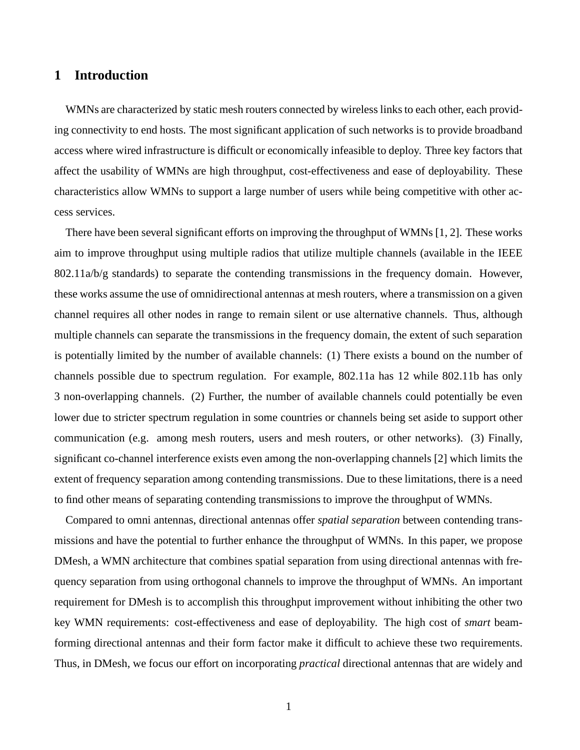# 1 Introduction

WMNs are characterized by static mesh routers connected by wireless links to each other, each providing connectivity to end hosts. The most significant application of such networks is to provide broadband access where wired infrastructure is difficult or economically infeasible to deploy. Three key factors that affect the usability of WMNs are high throughput, cost-effectiveness and ease of deployability. These characteristics allow WMNs to support a large number of users while being competitive with other access services.

There have been several significant efforts on improving the throughput of WMNs [1, 2]. These works aim to improve throughput using multiple radios that utilize multiple channels (available in the IEEE 802.11a/b/g standards) to separate the contending transmissions in the frequency domain. However, these works assume the use of omnidirectional antennas at mesh routers, where a transmission on a given channel requires all other nodes in range to remain silent or use alternative channels. Thus, although multiple channels can separate the transmissions in the frequency domain, the extent of such separation is potentially limited by the number of available channels: (1) There exists a bound on the number of channels possible due to spectrum regulation. For example, 802.11a has 12 while 802.11b has only 3 non-overlapping channels. (2) Further, the number of available channels could potentially be even lower due to stricter spectrum regulation in some countries or channels being set aside to support other communication (e.g. among mesh routers, users and mesh routers, or other networks). (3) Finally, significant co-channel interference exists even among the non-overlapping channels [2] which limits the extent of frequency separation among contending transmissions. Due to these limitations, there is a need to find other means of separating contending transmissions to improve the throughput of WMNs.

Compared to omni antennas, directional antennas offer *spatial separation* between contending transmissions and have the potential to further enhance the throughput of WMNs. In this paper, we propose DMesh, a WMN architecture that combines spatial separation from using directional antennas with frequency separation from using orthogonal channels to improve the throughput of WMNs. An important requirement for DMesh is to accomplish this throughput improvement without inhibiting the other two key WMN requirements: cost-effectiveness and ease of deployability. The high cost of *smart* beamforming directional antennas and their form factor make it difficult to achieve these two requirements. Thus, in DMesh, we focus our effort on incorporating *practical* directional antennas that are widely and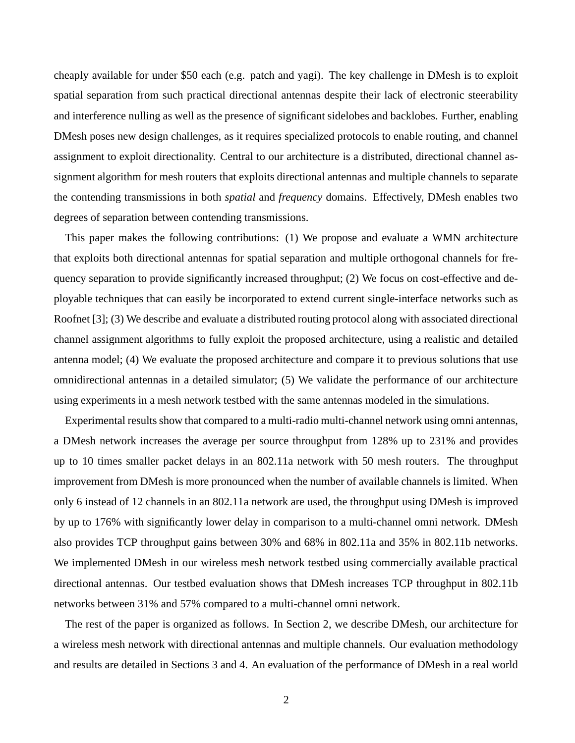cheaply available for under $50 each (e.g. patch and yagi). The key challenge in DMesh is to exploit spatial separation from such practical directional antennas despite their lack of electronic steerability and interference nulling as well as the presence of significant sidelobes and backlobes. Further, enabling DMesh poses new design challenges, as it requires specialized protocols to enable routing, and channel assignment to exploit directionality. Central to our architecture is a distributed, directional channel assignment algorithm for mesh routers that exploits directional antennas and multiple channels to separate the contending transmissions in both *spatial* and *frequency* domains. Effectively, DMesh enables two degrees of separation between contending transmissions.

This paper makes the following contributions: (1) We propose and evaluate a WMN architecture that exploits both directional antennas for spatial separation and multiple orthogonal channels for frequency separation to provide significantly increased throughput; (2) We focus on cost-effective and deployable techniques that can easily be incorporated to extend current single-interface networks such as Roofnet [3]; (3) We describe and evaluate a distributed routing protocol along with associated directional channel assignment algorithms to fully exploit the proposed architecture, using a realistic and detailed antenna model; (4) We evaluate the proposed architecture and compare it to previous solutions that use omnidirectional antennas in a detailed simulator; (5) We validate the performance of our architecture using experiments in a mesh network testbed with the same antennas modeled in the simulations.

Experimental results show that compared to a multi-radio multi-channel network using omni antennas, a DMesh network increases the average per source throughput from 128% up to 231% and provides up to 10 times smaller packet delays in an 802.11a network with 50 mesh routers. The throughput improvement from DMesh is more pronounced when the number of available channels is limited. When only 6 instead of 12 channels in an 802.11a network are used, the throughput using DMesh is improved by up to 176% with significantly lower delay in comparison to a multi-channel omni network. DMesh also provides TCP throughput gains between 30% and 68% in 802.11a and 35% in 802.11b networks. We implemented DMesh in our wireless mesh network testbed using commercially available practical directional antennas. Our testbed evaluation shows that DMesh increases TCP throughput in 802.11b networks between 31% and 57% compared to a multi-channel omni network.

The rest of the paper is organized as follows. In Section 2, we describe DMesh, our architecture for a wireless mesh network with directional antennas and multiple channels. Our evaluation methodology and results are detailed in Sections 3 and 4. An evaluation of the performance of DMesh in a real world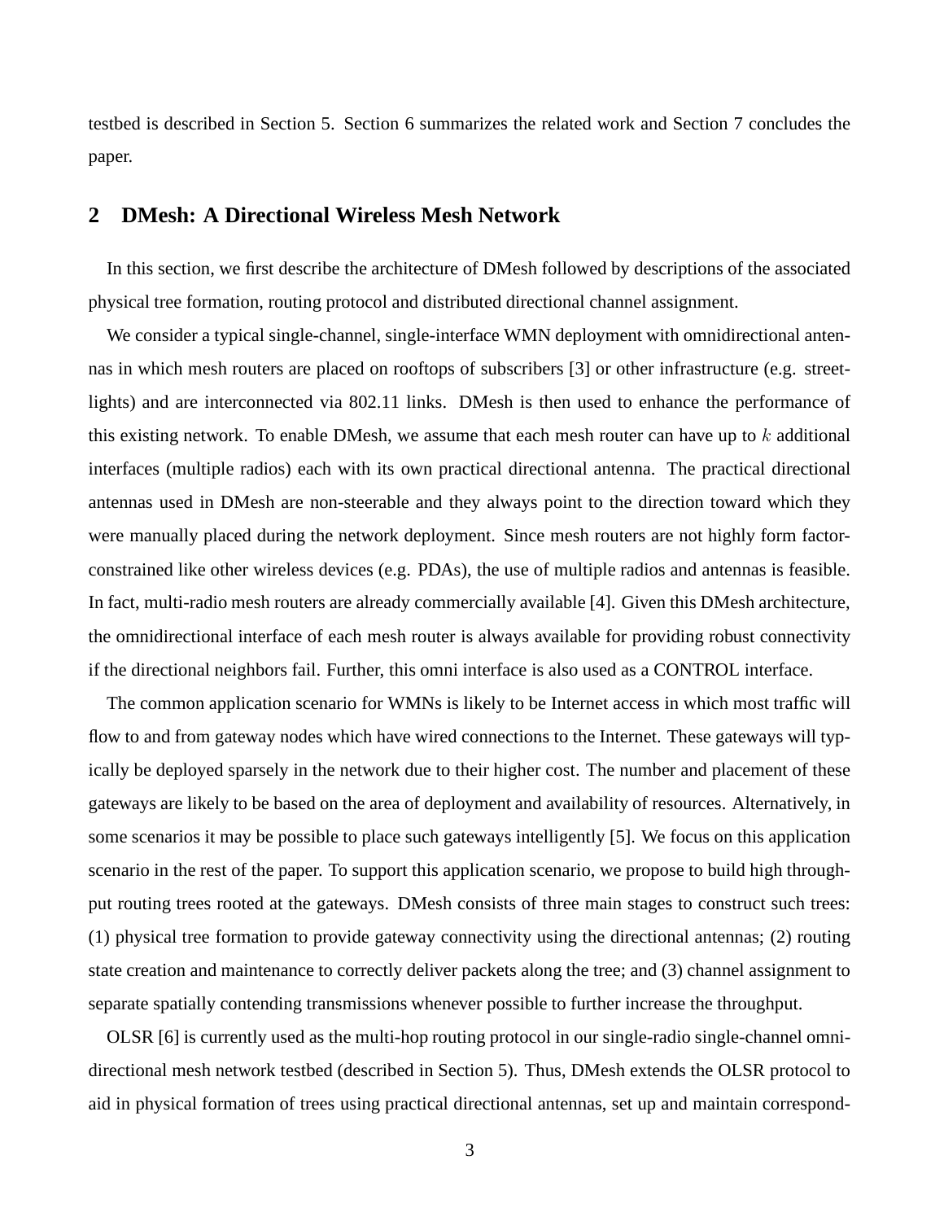testbed is described in Section 5. Section 6 summarizes the related work and Section 7 concludes the paper.

## 2 DMesh: A Directional Wireless Mesh Network

In this section, we first describe the architecture of DMesh followed by descriptions of the associated physical tree formation, routing protocol and distributed directional channel assignment.

We consider a typical single-channel, single-interface WMN deployment with omnidirectional antennas in which mesh routers are placed on rooftops of subscribers [3] or other infrastructure (e.g. streetlights) and are interconnected via 802.11 links. DMesh is then used to enhance the performance of this existing network. To enable DMesh, we assume that each mesh router can have up to $k$ additional interfaces (multiple radios) each with its own practical directional antenna. The practical directional antennas used in DMesh are non-steerable and they always point to the direction toward which they were manually placed during the network deployment. Since mesh routers are not highly form factor-constrained like other wireless devices (e.g. PDAs), the use of multiple radios and antennas is feasible. In fact, multi-radio mesh routers are already commercially available [4]. Given this DMesh architecture, the omnidirectional interface of each mesh router is always available for providing robust connectivity if the directional neighbors fail. Further, this omni interface is also used as a CONTROL interface.

The common application scenario for WMNs is likely to be Internet access in which most traffic will flow to and from gateway nodes which have wired connections to the Internet. These gateways will typically be deployed sparsely in the network due to their higher cost. The number and placement of these gateways are likely to be based on the area of deployment and availability of resources. Alternatively, in some scenarios it may be possible to place such gateways intelligently [5]. We focus on this application scenario in the rest of the paper. To support this application scenario, we propose to build high throughput routing trees rooted at the gateways. DMesh consists of three main stages to construct such trees: (1) physical tree formation to provide gateway connectivity using the directional antennas; (2) routing state creation and maintenance to correctly deliver packets along the tree; and (3) channel assignment to separate spatially contending transmissions whenever possible to further increase the throughput.

OLSR [6] is currently used as the multi-hop routing protocol in our single-radio single-channel omnidirectional mesh network testbed (described in Section 5). Thus, DMesh extends the OLSR protocol to aid in physical formation of trees using practical directional antennas, set up and maintain correspond-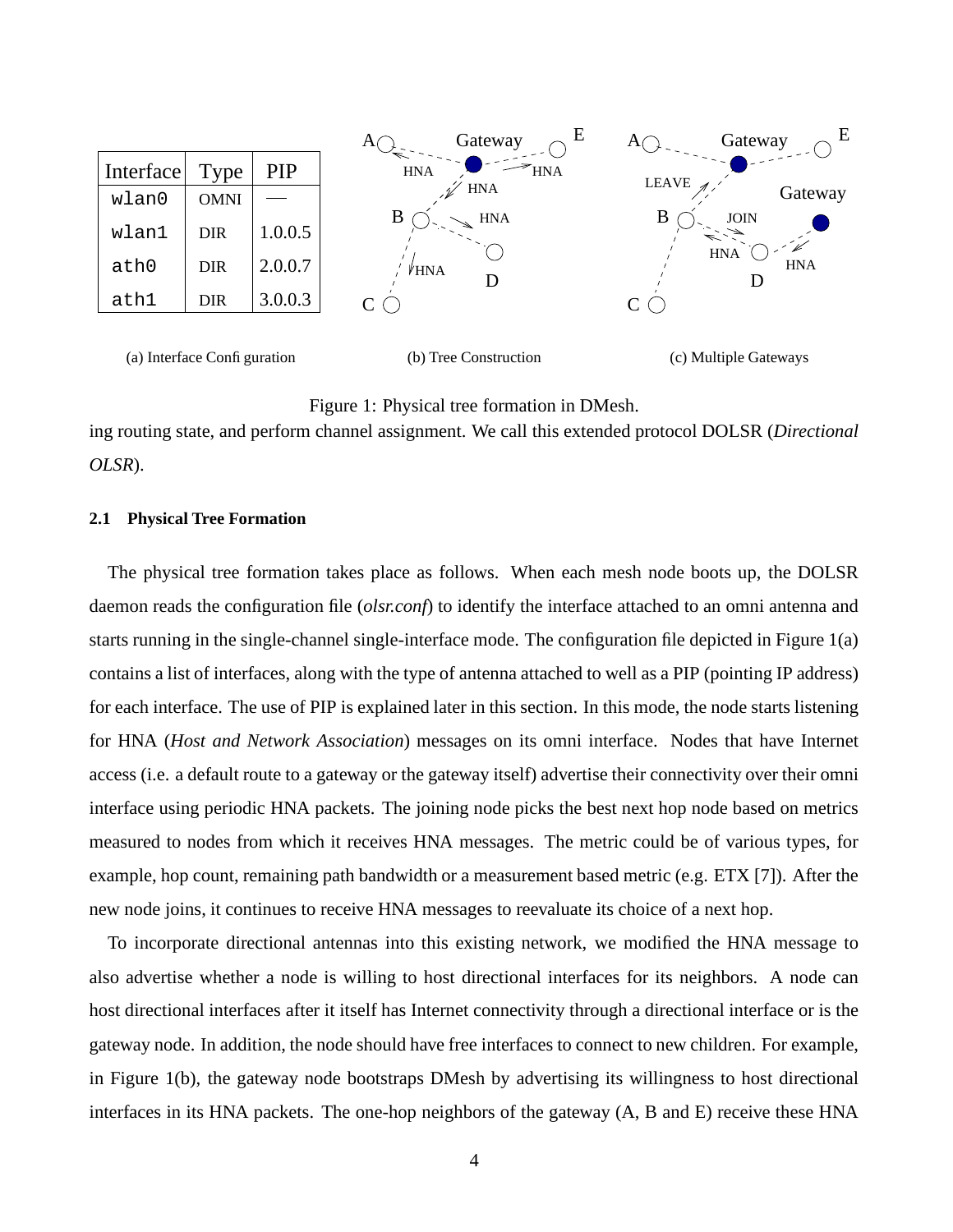| Interface | Type | PIP |
| --- | --- | --- |
| wlan0 | OMNI | — |
| wlan1 | DIR | 1.0.0.5 |
| ath0 | DIR | 2.0.0.7 |
| ath1 | DIR | 3.0.0.3 |

(a) Interface Configuration (b) Tree Construction (c) Multiple Gateways

Figure 1: Physical tree formation in DMesh.

ing routing state, and perform channel assignment. We call this extended protocol DOLSR (*Directional OLSR*).

### 2.1 Physical Tree Formation

The physical tree formation takes place as follows. When each mesh node boots up, the DOLSR daemon reads the configuration file (*olsr.conf*) to identify the interface attached to an omni antenna and starts running in the single-channel single-interface mode. The configuration file depicted in Figure 1(a) contains a list of interfaces, along with the type of antenna attached to well as a PIP (pointing IP address) for each interface. The use of PIP is explained later in this section. In this mode, the node starts listening for HNA (*Host and Network Association*) messages on its omni interface. Nodes that have Internet access (i.e. a default route to a gateway or the gateway itself) advertise their connectivity over their omni interface using periodic HNA packets. The joining node picks the best next hop node based on metrics measured to nodes from which it receives HNA messages. The metric could be of various types, for example, hop count, remaining path bandwidth or a measurement based metric (e.g. ETX [7]). After the new node joins, it continues to receive HNA messages to reevaluate its choice of a next hop.

To incorporate directional antennas into this existing network, we modified the HNA message to also advertise whether a node is willing to host directional interfaces for its neighbors. A node can host directional interfaces after it itself has Internet connectivity through a directional interface or is the gateway node. In addition, the node should have free interfaces to connect to new children. For example, in Figure 1(b), the gateway node bootstraps DMesh by advertising its willingness to host directional interfaces in its HNA packets. The one-hop neighbors of the gateway (A, B and E) receive these HNA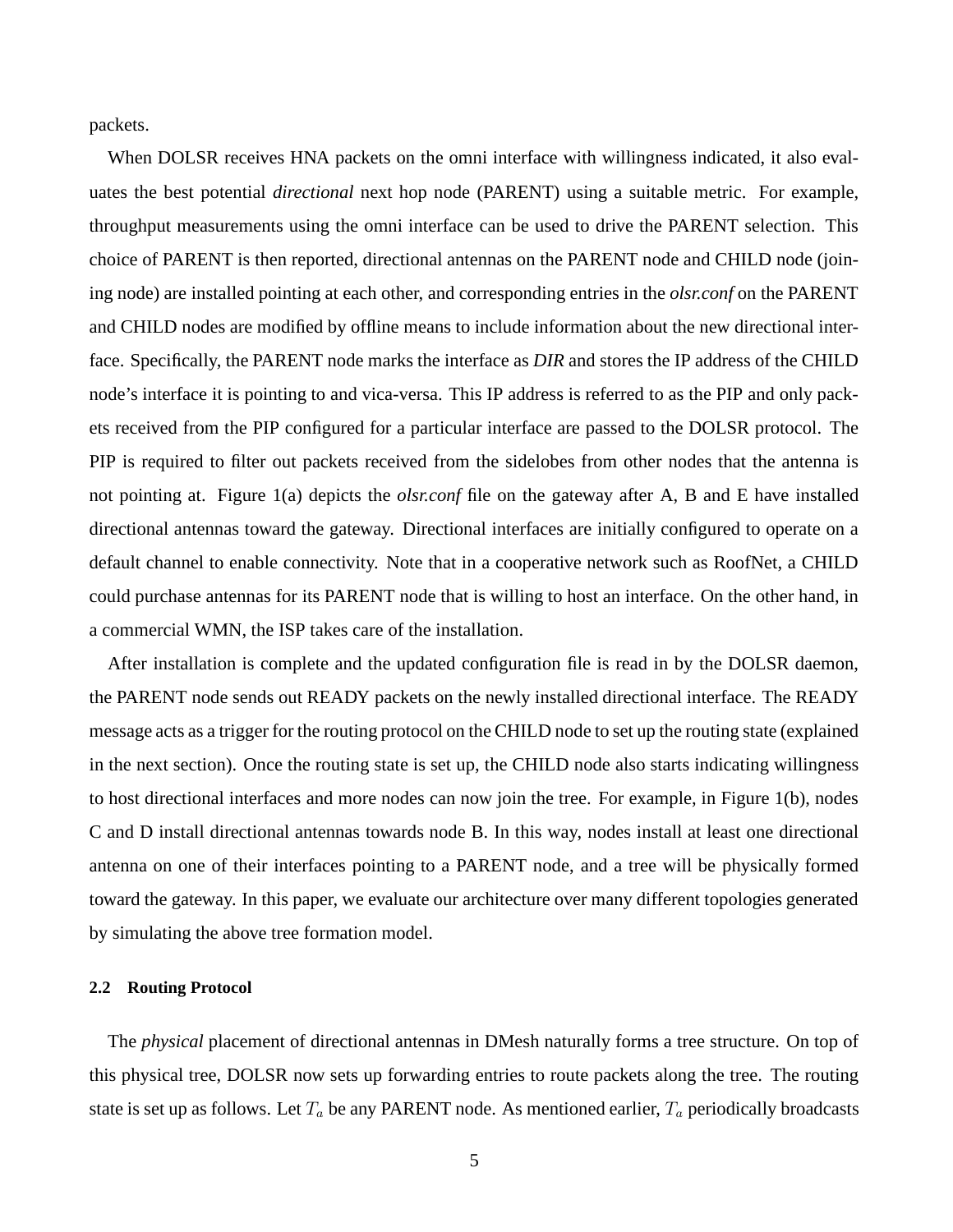packets.

When DOLSR receives HNA packets on the omni interface with willingness indicated, it also evaluates the best potential *directional* next hop node (PARENT) using a suitable metric. For example, throughput measurements using the omni interface can be used to drive the PARENT selection. This choice of PARENT is then reported, directional antennas on the PARENT node and CHILD node (joining node) are installed pointing at each other, and corresponding entries in the *olsr.conf* on the PARENT and CHILD nodes are modified by offline means to include information about the new directional interface. Specifically, the PARENT node marks the interface as *DIR* and stores the IP address of the CHILD node's interface it is pointing to and vica-versa. This IP address is referred to as the PIP and only packets received from the PIP configured for a particular interface are passed to the DOLSR protocol. The PIP is required to filter out packets received from the sidelobes from other nodes that the antenna is not pointing at. Figure 1(a) depicts the *olsr.conf* file on the gateway after A, B and E have installed directional antennas toward the gateway. Directional interfaces are initially configured to operate on a default channel to enable connectivity. Note that in a cooperative network such as RoofNet, a CHILD could purchase antennas for its PARENT node that is willing to host an interface. On the other hand, in a commercial WMN, the ISP takes care of the installation.

After installation is complete and the updated configuration file is read in by the DOLSR daemon, the PARENT node sends out READY packets on the newly installed directional interface. The READY message acts as a trigger for the routing protocol on the CHILD node to set up the routing state (explained in the next section). Once the routing state is set up, the CHILD node also starts indicating willingness to host directional interfaces and more nodes can now join the tree. For example, in Figure 1(b), nodes C and D install directional antennas towards node B. In this way, nodes install at least one directional antenna on one of their interfaces pointing to a PARENT node, and a tree will be physically formed toward the gateway. In this paper, we evaluate our architecture over many different topologies generated by simulating the above tree formation model.

### 2.2 Routing Protocol

The *physical* placement of directional antennas in DMesh naturally forms a tree structure. On top of this physical tree, DOLSR now sets up forwarding entries to route packets along the tree. The routing state is set up as follows. Let $T_a$ be any PARENT node. As mentioned earlier, $T_a$ periodically broadcasts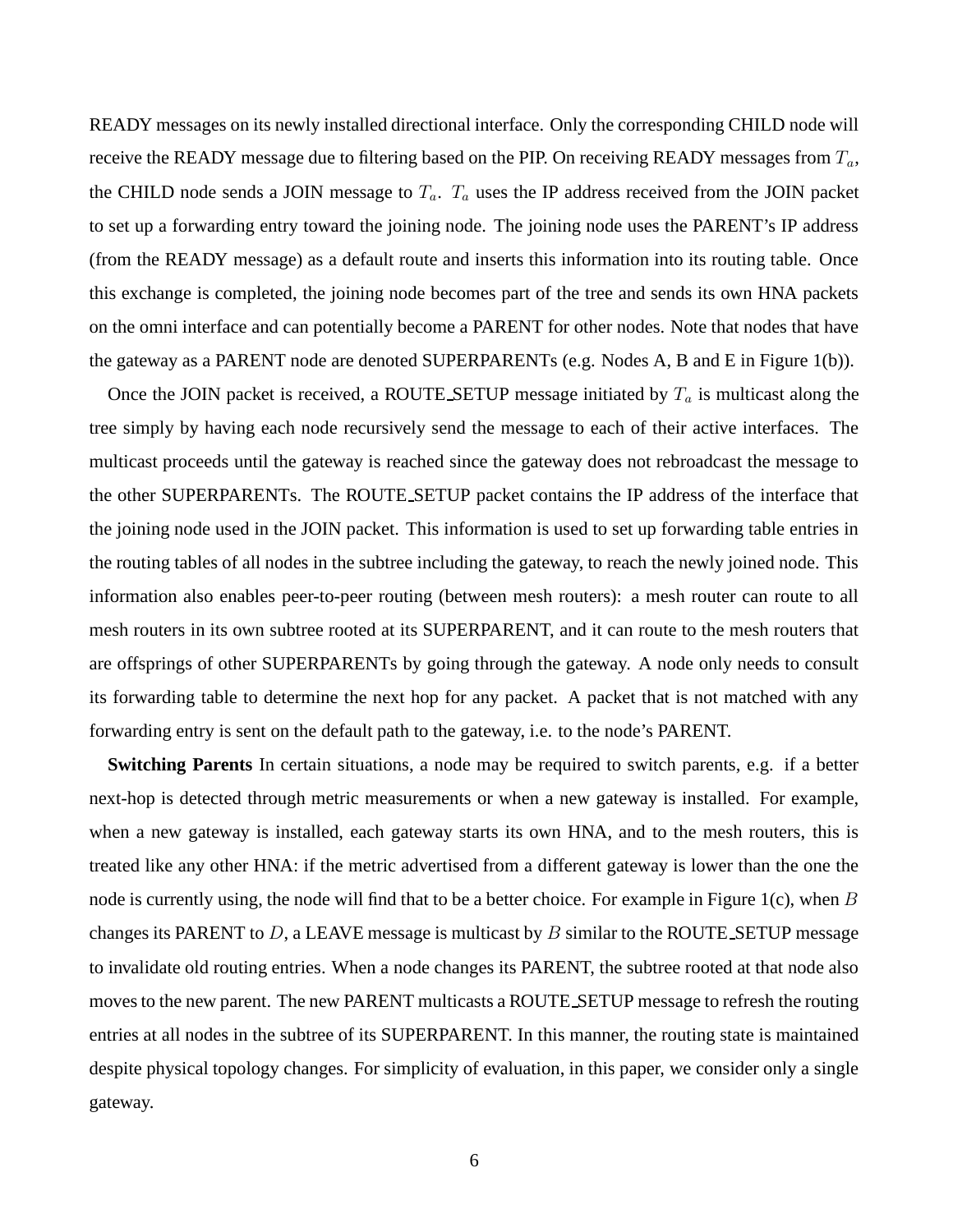READY messages on its newly installed directional interface. Only the corresponding CHILD node will receive the READY message due to filtering based on the PIP. On receiving READY messages from $T_a$, the CHILD node sends a JOIN message to $T_a$. $T_a$ uses the IP address received from the JOIN packet to set up a forwarding entry toward the joining node. The joining node uses the PARENT's IP address (from the READY message) as a default route and inserts this information into its routing table. Once this exchange is completed, the joining node becomes part of the tree and sends its own HNA packets on the omni interface and can potentially become a PARENT for other nodes. Note that nodes that have the gateway as a PARENT node are denoted SUPERPARENTs (e.g. Nodes A, B and E in Figure 1(b)).

Once the JOIN packet is received, a ROUTE_SETUP message initiated by $T_a$ is multicast along the tree simply by having each node recursively send the message to each of their active interfaces. The multicast proceeds until the gateway is reached since the gateway does not rebroadcast the message to the other SUPERPARENTs. The ROUTE_SETUP packet contains the IP address of the interface that the joining node used in the JOIN packet. This information is used to set up forwarding table entries in the routing tables of all nodes in the subtree including the gateway, to reach the newly joined node. This information also enables peer-to-peer routing (between mesh routers): a mesh router can route to all mesh routers in its own subtree rooted at its SUPERPARENT, and it can route to the mesh routers that are offsprings of other SUPERPARENTs by going through the gateway. A node only needs to consult its forwarding table to determine the next hop for any packet. A packet that is not matched with any forwarding entry is sent on the default path to the gateway, i.e. to the node's PARENT.

**Switching Parents** In certain situations, a node may be required to switch parents, e.g. if a better next-hop is detected through metric measurements or when a new gateway is installed. For example, when a new gateway is installed, each gateway starts its own HNA, and to the mesh routers, this is treated like any other HNA: if the metric advertised from a different gateway is lower than the one the node is currently using, the node will find that to be a better choice. For example in Figure 1(c), when $B$ changes its PARENT to $D$, a LEAVE message is multicast by $B$ similar to the ROUTE_SETUP message to invalidate old routing entries. When a node changes its PARENT, the subtree rooted at that node also moves to the new parent. The new PARENT multicasts a ROUTE_SETUP message to refresh the routing entries at all nodes in the subtree of its SUPERPARENT. In this manner, the routing state is maintained despite physical topology changes. For simplicity of evaluation, in this paper, we consider only a single gateway.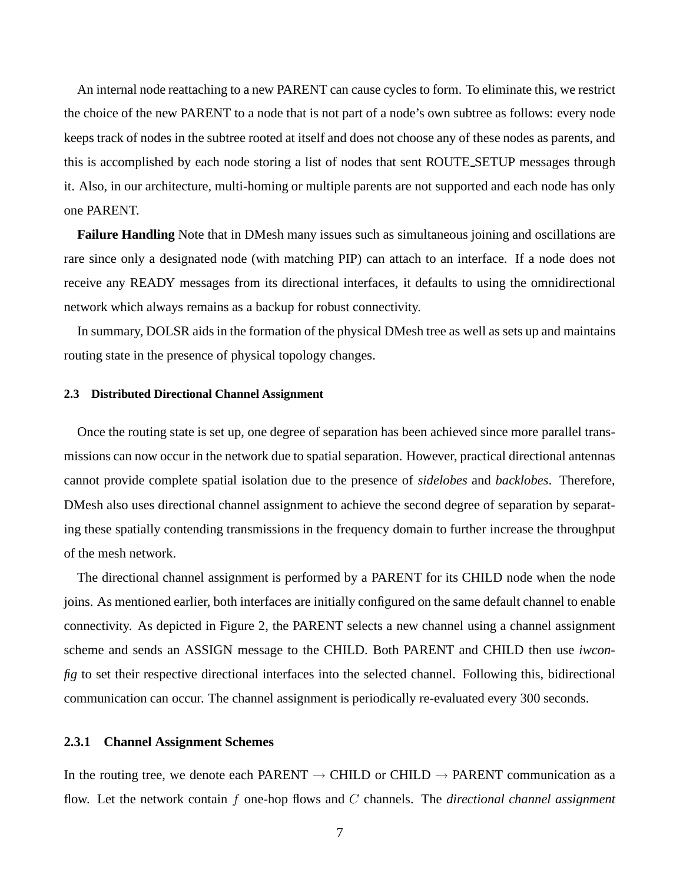An internal node reattaching to a new PARENT can cause cycles to form. To eliminate this, we restrict the choice of the new PARENT to a node that is not part of a node's own subtree as follows: every node keeps track of nodes in the subtree rooted at itself and does not choose any of these nodes as parents, and this is accomplished by each node storing a list of nodes that sent ROUTE_SETUP messages through it. Also, in our architecture, multi-homing or multiple parents are not supported and each node has only one PARENT.

**Failure Handling** Note that in DMesh many issues such as simultaneous joining and oscillations are rare since only a designated node (with matching PIP) can attach to an interface. If a node does not receive any READY messages from its directional interfaces, it defaults to using the omnidirectional network which always remains as a backup for robust connectivity.

In summary, DOLSR aids in the formation of the physical DMesh tree as well as sets up and maintains routing state in the presence of physical topology changes.

### 2.3 Distributed Directional Channel Assignment

Once the routing state is set up, one degree of separation has been achieved since more parallel transmissions can now occur in the network due to spatial separation. However, practical directional antennas cannot provide complete spatial isolation due to the presence of *sidelobes* and *backlobes*. Therefore, DMesh also uses directional channel assignment to achieve the second degree of separation by separating these spatially contending transmissions in the frequency domain to further increase the throughput of the mesh network.

The directional channel assignment is performed by a PARENT for its CHILD node when the node joins. As mentioned earlier, both interfaces are initially configured on the same default channel to enable connectivity. As depicted in Figure 2, the PARENT selects a new channel using a channel assignment scheme and sends an ASSIGN message to the CHILD. Both PARENT and CHILD then use *iwconfig* to set their respective directional interfaces into the selected channel. Following this, bidirectional communication can occur. The channel assignment is periodically re-evaluated every 300 seconds.

#### 2.3.1 Channel Assignment Schemes

In the routing tree, we denote each PARENT $\rightarrow$ CHILD or CHILD $\rightarrow$ PARENT communication as a flow. Let the network contain $f$ one-hop flows and $C$ channels. The *directional channel assignment*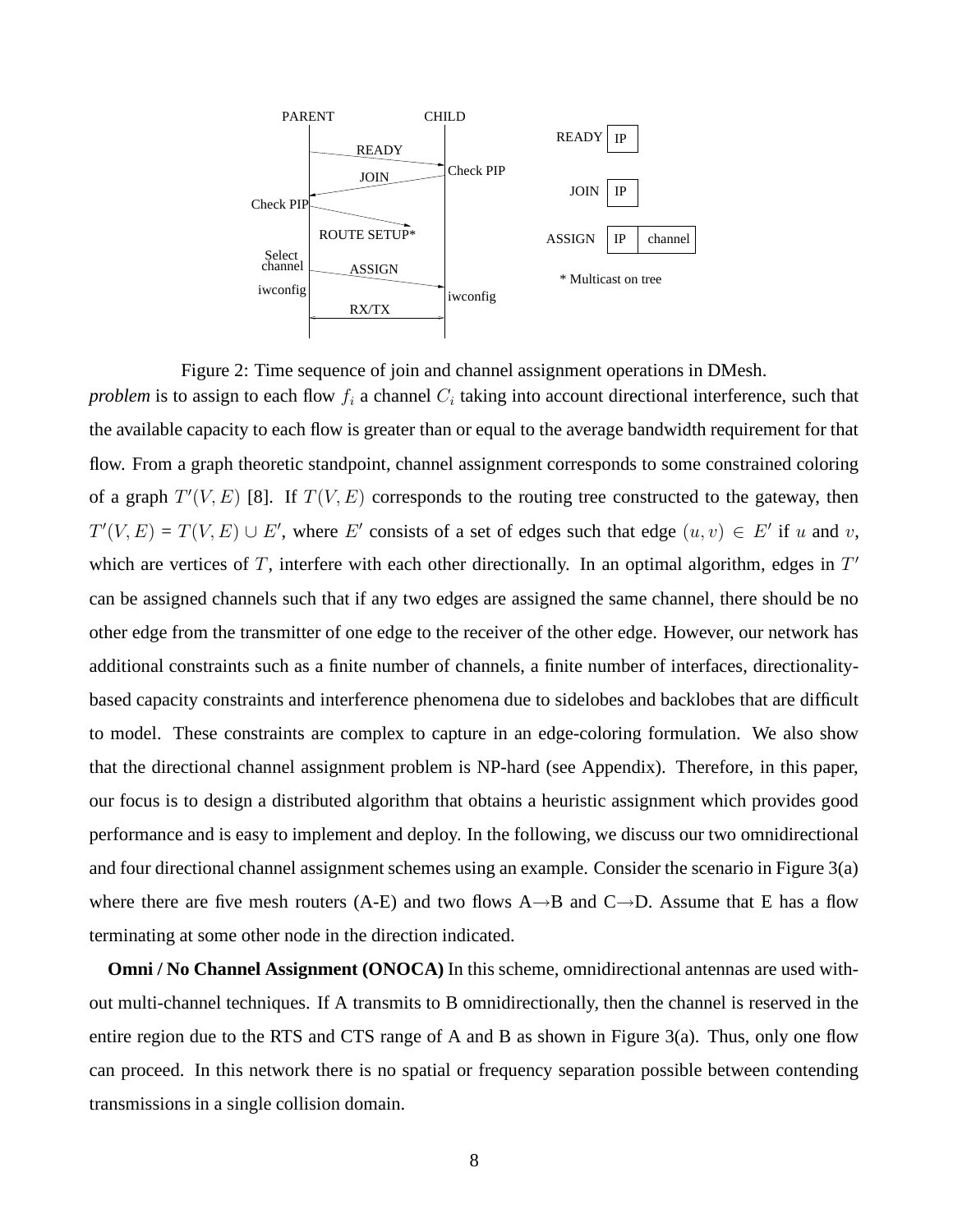Figure 2: Time sequence of join and channel assignment operations in DMesh.

*problem* is to assign to each flow $f_i$ a channel $C_i$ taking into account directional interference, such that the available capacity to each flow is greater than or equal to the average bandwidth requirement for that flow. From a graph theoretic standpoint, channel assignment corresponds to some constrained coloring of a graph $T'(V, E)$ [8]. If $T(V, E)$ corresponds to the routing tree constructed to the gateway, then $T'(V, E) = T(V, E) \cup E'$, where $E'$ consists of a set of edges such that edge $(u, v) \in E'$ if $u$ and $v$, which are vertices of $T$, interfere with each other directionally. In an optimal algorithm, edges in $T'$ can be assigned channels such that if any two edges are assigned the same channel, there should be no other edge from the transmitter of one edge to the receiver of the other edge. However, our network has additional constraints such as a finite number of channels, a finite number of interfaces, directionality-based capacity constraints and interference phenomena due to sidelobes and backlobes that are difficult to model. These constraints are complex to capture in an edge-coloring formulation. We also show that the directional channel assignment problem is NP-hard (see Appendix). Therefore, in this paper, our focus is to design a distributed algorithm that obtains a heuristic assignment which provides good performance and is easy to implement and deploy. In the following, we discuss our two omnidirectional and four directional channel assignment schemes using an example. Consider the scenario in Figure 3(a) where there are five mesh routers (A-E) and two flows A→B and C→D. Assume that E has a flow terminating at some other node in the direction indicated.

**Omni / No Channel Assignment (ONOCA)** In this scheme, omnidirectional antennas are used without multi-channel techniques. If A transmits to B omnidirectionally, then the channel is reserved in the entire region due to the RTS and CTS range of A and B as shown in Figure 3(a). Thus, only one flow can proceed. In this network there is no spatial or frequency separation possible between contending transmissions in a single collision domain.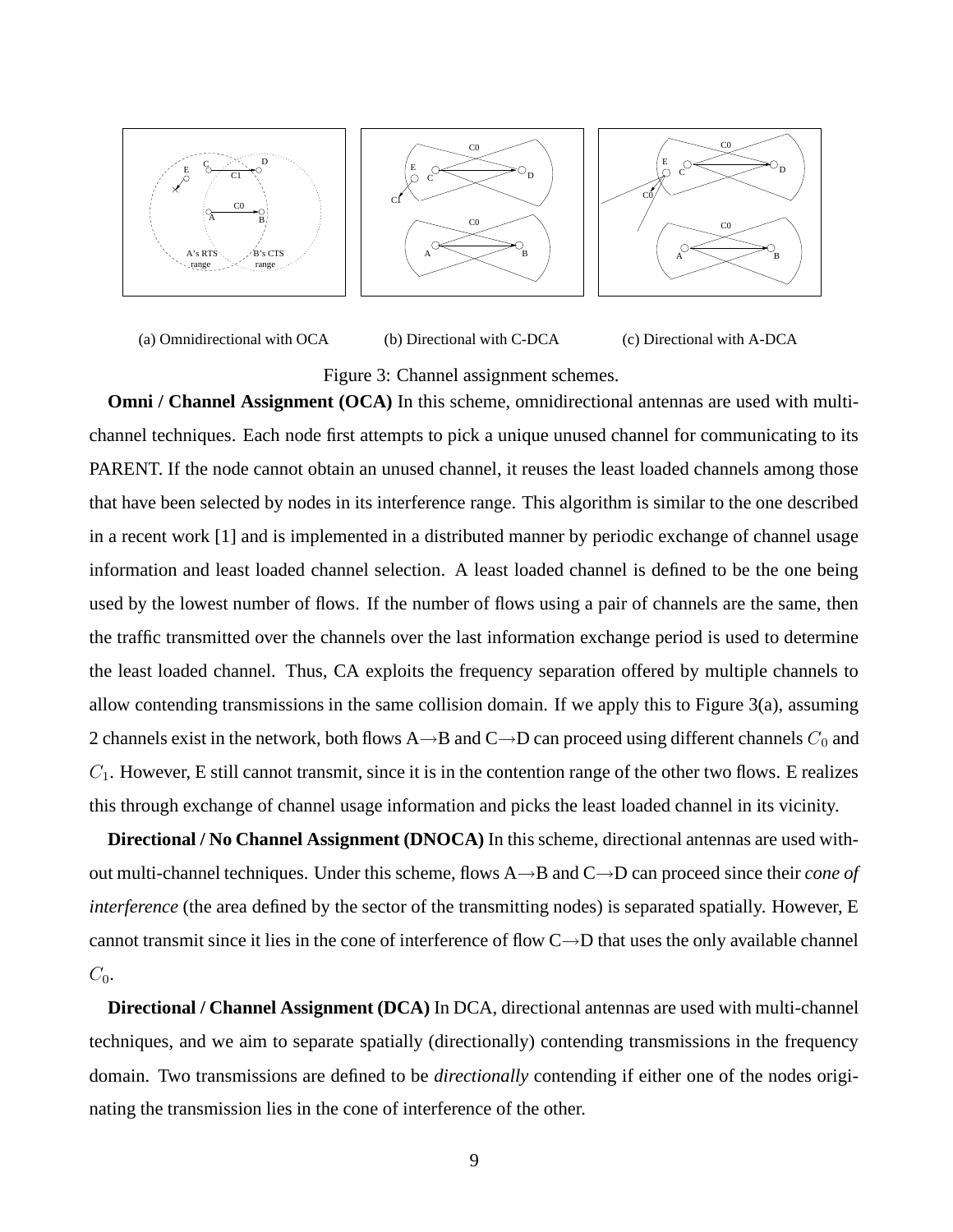(a) Omnidirectional with OCA (b) Directional with C-DCA (c) Directional with A-DCA

Figure 3: Channel assignment schemes.

**Omni / Channel Assignment (OCA)** In this scheme, omnidirectional antennas are used with multi-channel techniques. Each node first attempts to pick a unique unused channel for communicating to its PARENT. If the node cannot obtain an unused channel, it reuses the least loaded channels among those that have been selected by nodes in its interference range. This algorithm is similar to the one described in a recent work [1] and is implemented in a distributed manner by periodic exchange of channel usage information and least loaded channel selection. A least loaded channel is defined to be the one being used by the lowest number of flows. If the number of flows using a pair of channels are the same, then the traffic transmitted over the channels over the last information exchange period is used to determine the least loaded channel. Thus, CA exploits the frequency separation offered by multiple channels to allow contending transmissions in the same collision domain. If we apply this to Figure 3(a), assuming 2 channels exist in the network, both flows A→B and C→D can proceed using different channels $C_0$ and $C_1$. However, E still cannot transmit, since it is in the contention range of the other two flows. E realizes this through exchange of channel usage information and picks the least loaded channel in its vicinity.

**Directional / No Channel Assignment (DNOCA)** In this scheme, directional antennas are used without multi-channel techniques. Under this scheme, flows A→B and C→D can proceed since their *cone of interference* (the area defined by the sector of the transmitting nodes) is separated spatially. However, E cannot transmit since it lies in the cone of interference of flow C→D that uses the only available channel $C_0$.

**Directional / Channel Assignment (DCA)** In DCA, directional antennas are used with multi-channel techniques, and we aim to separate spatially (directionally) contending transmissions in the frequency domain. Two transmissions are defined to be *directionally* contending if either one of the nodes originating the transmission lies in the cone of interference of the other.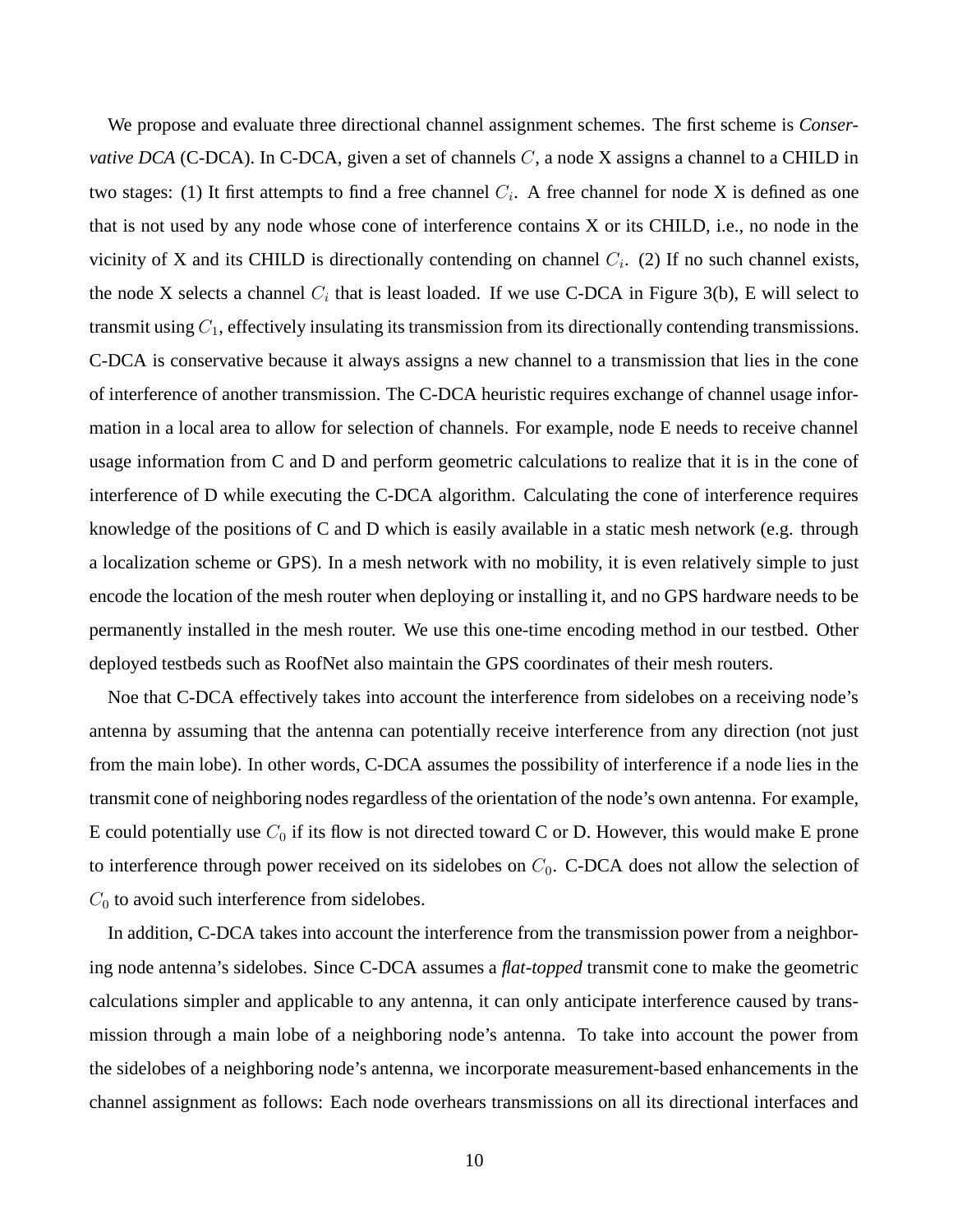We propose and evaluate three directional channel assignment schemes. The first scheme is *Conservative DCA* (C-DCA). In C-DCA, given a set of channels $C$, a node X assigns a channel to a CHILD in two stages: (1) It first attempts to find a free channel $C_i$. A free channel for node X is defined as one that is not used by any node whose cone of interference contains X or its CHILD, i.e., no node in the vicinity of X and its CHILD is directionally contending on channel $C_i$. (2) If no such channel exists, the node X selects a channel $C_i$ that is least loaded. If we use C-DCA in Figure 3(b), E will select to transmit using $C_1$, effectively insulating its transmission from its directionally contending transmissions. C-DCA is conservative because it always assigns a new channel to a transmission that lies in the cone of interference of another transmission. The C-DCA heuristic requires exchange of channel usage information in a local area to allow for selection of channels. For example, node E needs to receive channel usage information from C and D and perform geometric calculations to realize that it is in the cone of interference of D while executing the C-DCA algorithm. Calculating the cone of interference requires knowledge of the positions of C and D which is easily available in a static mesh network (e.g. through a localization scheme or GPS). In a mesh network with no mobility, it is even relatively simple to just encode the location of the mesh router when deploying or installing it, and no GPS hardware needs to be permanently installed in the mesh router. We use this one-time encoding method in our testbed. Other deployed testbeds such as RoofNet also maintain the GPS coordinates of their mesh routers.

Noe that C-DCA effectively takes into account the interference from sidelobes on a receiving node's antenna by assuming that the antenna can potentially receive interference from any direction (not just from the main lobe). In other words, C-DCA assumes the possibility of interference if a node lies in the transmit cone of neighboring nodes regardless of the orientation of the node's own antenna. For example, E could potentially use $C_0$ if its flow is not directed toward C or D. However, this would make E prone to interference through power received on its sidelobes on $C_0$. C-DCA does not allow the selection of $C_0$ to avoid such interference from sidelobes.

In addition, C-DCA takes into account the interference from the transmission power from a neighboring node antenna's sidelobes. Since C-DCA assumes a *flat-topped* transmit cone to make the geometric calculations simpler and applicable to any antenna, it can only anticipate interference caused by transmission through a main lobe of a neighboring node's antenna. To take into account the power from the sidelobes of a neighboring node's antenna, we incorporate measurement-based enhancements in the channel assignment as follows: Each node overhears transmissions on all its directional interfaces and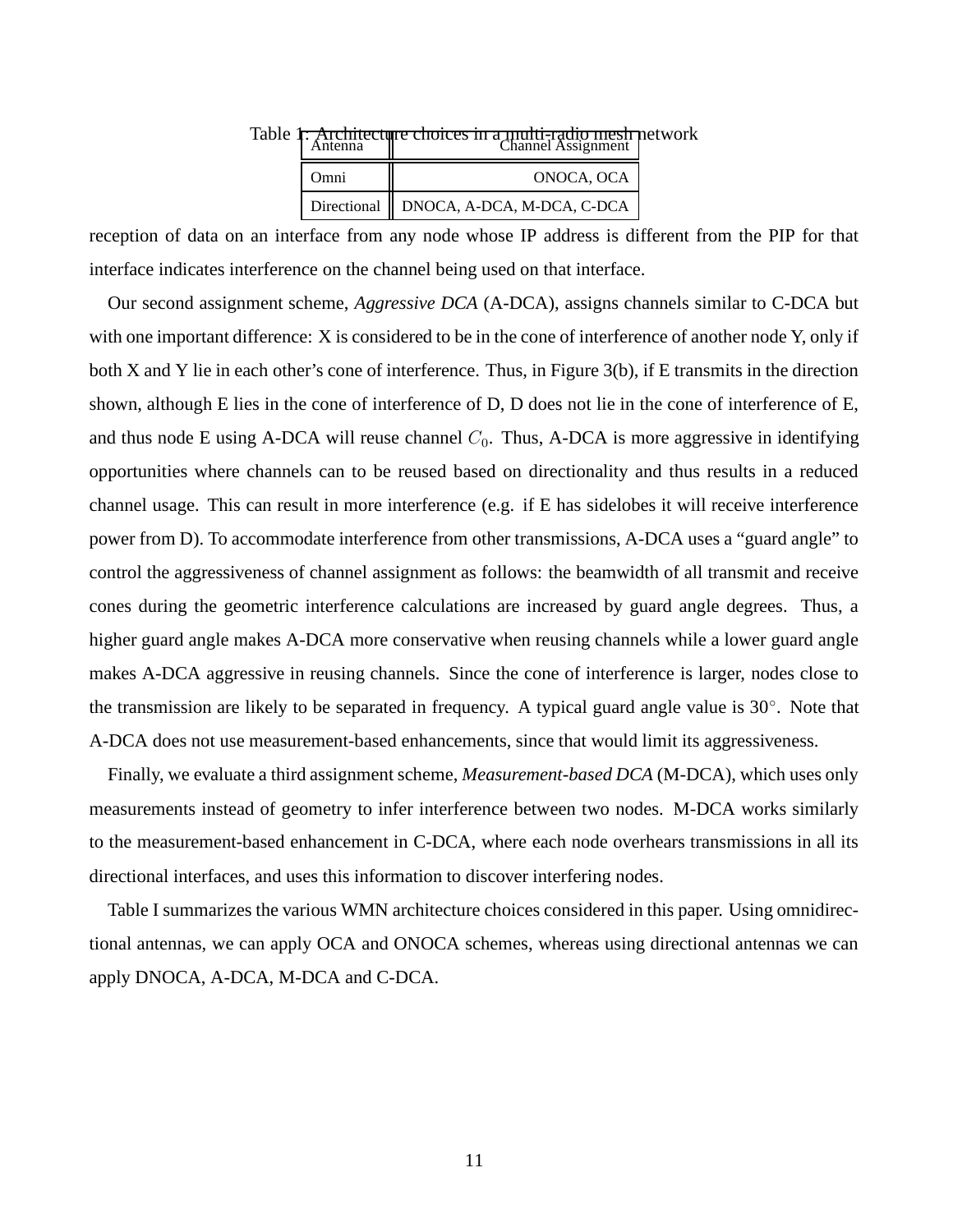Table 1: Architecture choices in a multi-radio mesh network

| Antenna | Channel Assignment |
| --- | --- |
| Omni | ONOCA, OCA |
| Directional | DNOCA, A-DCA, M-DCA, C-DCA |

reception of data on an interface from any node whose IP address is different from the PIP for that interface indicates interference on the channel being used on that interface.

Our second assignment scheme, *Aggressive DCA* (A-DCA), assigns channels similar to C-DCA but with one important difference: X is considered to be in the cone of interference of another node Y, only if both X and Y lie in each other's cone of interference. Thus, in Figure 3(b), if E transmits in the direction shown, although E lies in the cone of interference of D, D does not lie in the cone of interference of E, and thus node E using A-DCA will reuse channel $C_0$. Thus, A-DCA is more aggressive in identifying opportunities where channels can to be reused based on directionality and thus results in a reduced channel usage. This can result in more interference (e.g. if E has sidelobes it will receive interference power from D). To accommodate interference from other transmissions, A-DCA uses a "guard angle" to control the aggressiveness of channel assignment as follows: the beamwidth of all transmit and receive cones during the geometric interference calculations are increased by guard angle degrees. Thus, a higher guard angle makes A-DCA more conservative when reusing channels while a lower guard angle makes A-DCA aggressive in reusing channels. Since the cone of interference is larger, nodes close to the transmission are likely to be separated in frequency. A typical guard angle value is 30°. Note that A-DCA does not use measurement-based enhancements, since that would limit its aggressiveness.

Finally, we evaluate a third assignment scheme, *Measurement-based DCA* (M-DCA), which uses only measurements instead of geometry to infer interference between two nodes. M-DCA works similarly to the measurement-based enhancement in C-DCA, where each node overhears transmissions in all its directional interfaces, and uses this information to discover interfering nodes.

Table I summarizes the various WMN architecture choices considered in this paper. Using omnidirectional antennas, we can apply OCA and ONOCA schemes, whereas using directional antennas we can apply DNOCA, A-DCA, M-DCA and C-DCA.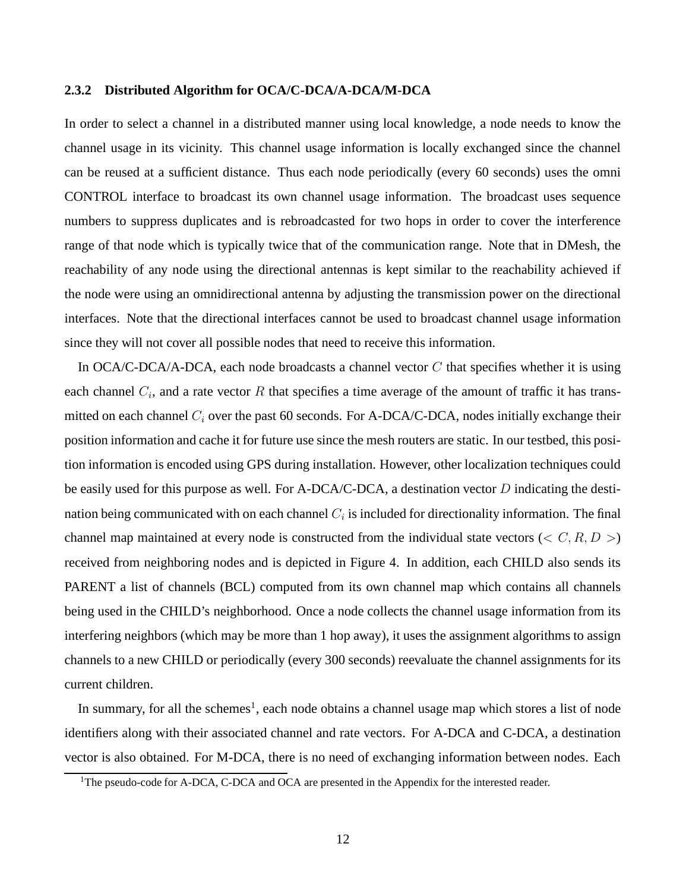### 2.3.2 Distributed Algorithm for OCA/C-DCA/A-DCA/M-DCA

In order to select a channel in a distributed manner using local knowledge, a node needs to know the channel usage in its vicinity. This channel usage information is locally exchanged since the channel can be reused at a sufficient distance. Thus each node periodically (every 60 seconds) uses the omni CONTROL interface to broadcast its own channel usage information. The broadcast uses sequence numbers to suppress duplicates and is rebroadcasted for two hops in order to cover the interference range of that node which is typically twice that of the communication range. Note that in DMesh, the reachability of any node using the directional antennas is kept similar to the reachability achieved if the node were using an omnidirectional antenna by adjusting the transmission power on the directional interfaces. Note that the directional interfaces cannot be used to broadcast channel usage information since they will not cover all possible nodes that need to receive this information.

In OCA/C-DCA/A-DCA, each node broadcasts a channel vector $C$ that specifies whether it is using each channel $C_i$, and a rate vector $R$ that specifies a time average of the amount of traffic it has transmitted on each channel $C_i$ over the past 60 seconds. For A-DCA/C-DCA, nodes initially exchange their position information and cache it for future use since the mesh routers are static. In our testbed, this position information is encoded using GPS during installation. However, other localization techniques could be easily used for this purpose as well. For A-DCA/C-DCA, a destination vector $D$ indicating the destination being communicated with on each channel $C_i$ is included for directionality information. The final channel map maintained at every node is constructed from the individual state vectors ($< C, R, D >$) received from neighboring nodes and is depicted in Figure 4. In addition, each CHILD also sends its PARENT a list of channels (BCL) computed from its own channel map which contains all channels being used in the CHILD's neighborhood. Once a node collects the channel usage information from its interfering neighbors (which may be more than 1 hop away), it uses the assignment algorithms to assign channels to a new CHILD or periodically (every 300 seconds) reevaluate the channel assignments for its current children.

In summary, for all the schemes[1], each node obtains a channel usage map which stores a list of node identifiers along with their associated channel and rate vectors. For A-DCA and C-DCA, a destination vector is also obtained. For M-DCA, there is no need of exchanging information between nodes. Each

[1]The pseudo-code for A-DCA, C-DCA and OCA are presented in the Appendix for the interested reader.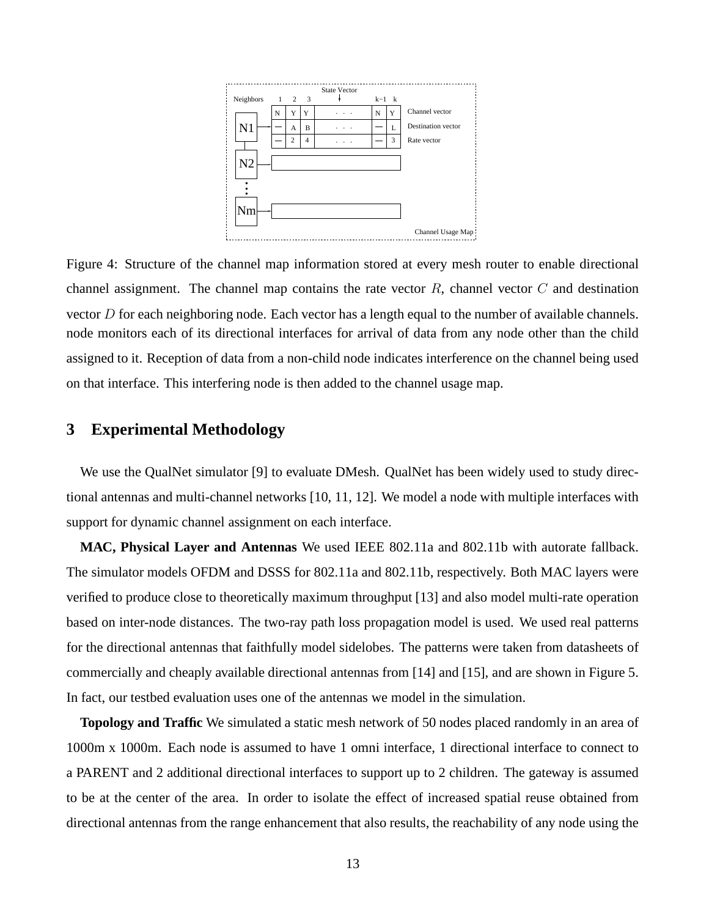Figure 4: Structure of the channel map information stored at every mesh router to enable directional channel assignment. The channel map contains the rate vector $R$, channel vector $C$ and destination vector $D$ for each neighboring node. Each vector has a length equal to the number of available channels.

node monitors each of its directional interfaces for arrival of data from any node other than the child assigned to it. Reception of data from a non-child node indicates interference on the channel being used on that interface. This interfering node is then added to the channel usage map.

## 3 Experimental Methodology

We use the QualNet simulator [9] to evaluate DMesh. QualNet has been widely used to study directional antennas and multi-channel networks [10, 11, 12]. We model a node with multiple interfaces with support for dynamic channel assignment on each interface.

**MAC, Physical Layer and Antennas** We used IEEE 802.11a and 802.11b with autorate fallback. The simulator models OFDM and DSSS for 802.11a and 802.11b, respectively. Both MAC layers were verified to produce close to theoretically maximum throughput [13] and also model multi-rate operation based on inter-node distances. The two-ray path loss propagation model is used. We used real patterns for the directional antennas that faithfully model sidelobes. The patterns were taken from datasheets of commercially and cheaply available directional antennas from [14] and [15], and are shown in Figure 5. In fact, our testbed evaluation uses one of the antennas we model in the simulation.

**Topology and Traffic** We simulated a static mesh network of 50 nodes placed randomly in an area of 1000m x 1000m. Each node is assumed to have 1 omni interface, 1 directional interface to connect to a PARENT and 2 additional directional interfaces to support up to 2 children. The gateway is assumed to be at the center of the area. In order to isolate the effect of increased spatial reuse obtained from directional antennas from the range enhancement that also results, the reachability of any node using the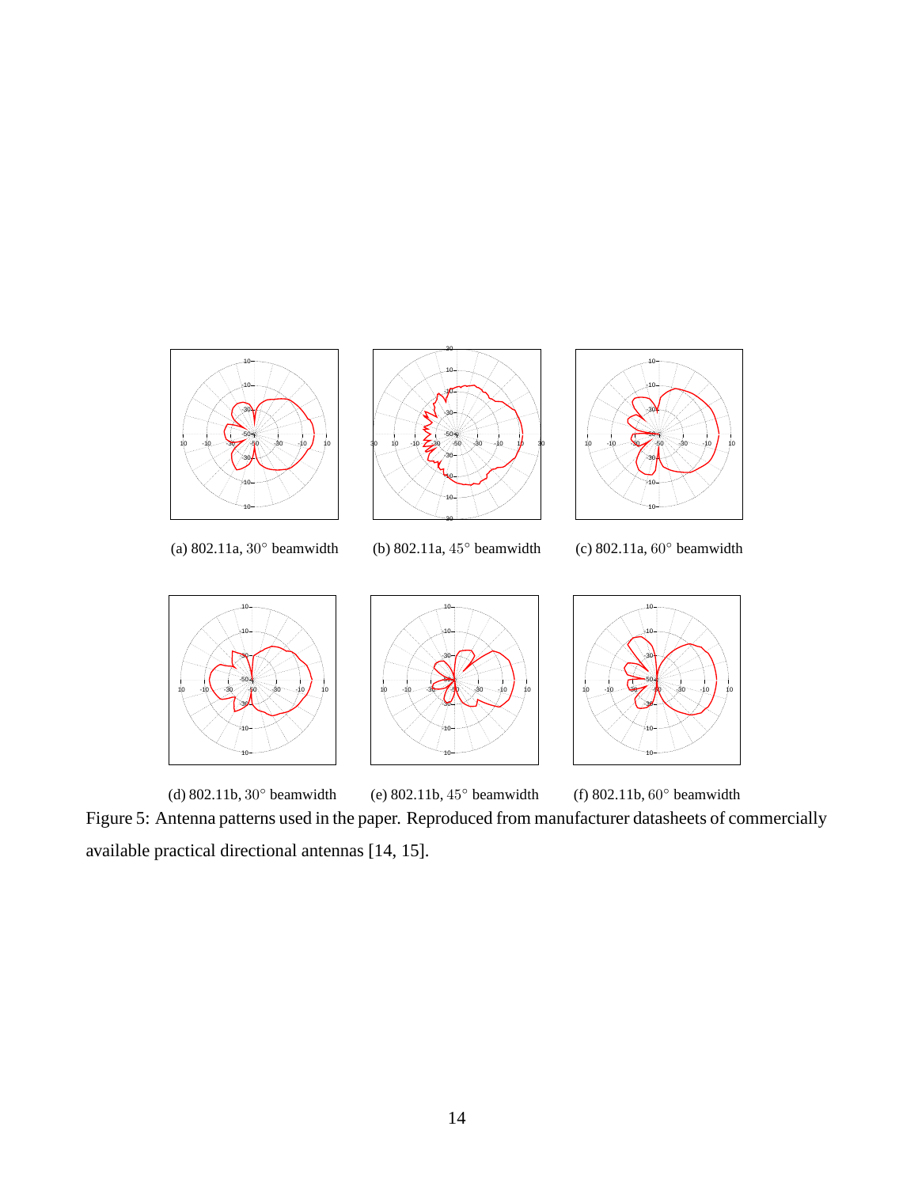(a) 802.11a, $30^\circ$ beamwidth

(b) 802.11a, $45^\circ$ beamwidth

(c) 802.11a, $60^\circ$ beamwidth

(d) 802.11b, $30^\circ$ beamwidth

(e) 802.11b, $45^\circ$ beamwidth

(f) 802.11b, $60^\circ$ beamwidth

Figure 5: Antenna patterns used in the paper. Reproduced from manufacturer datasheets of commercially available practical directional antennas [14, 15].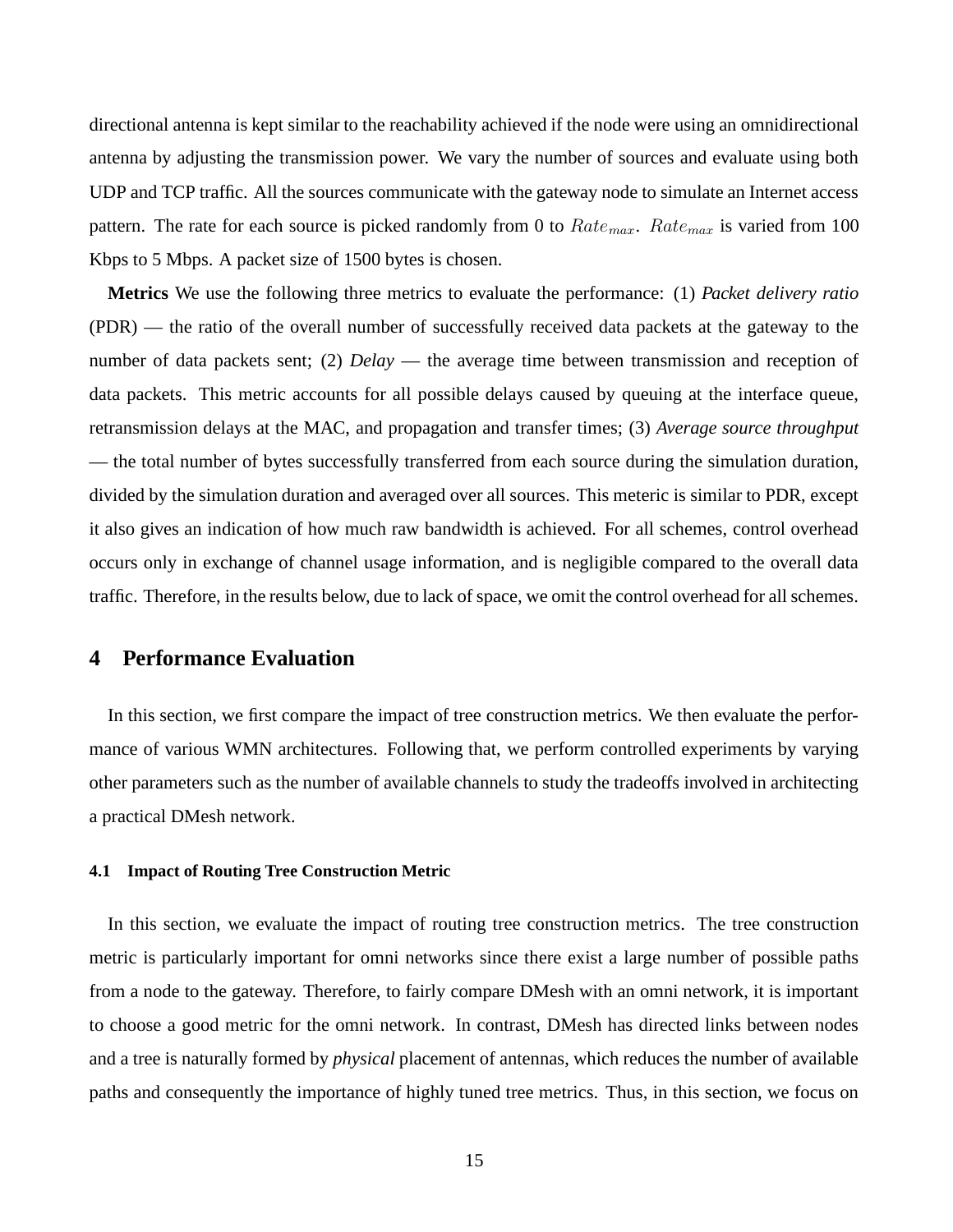directional antenna is kept similar to the reachability achieved if the node were using an omnidirectional antenna by adjusting the transmission power. We vary the number of sources and evaluate using both UDP and TCP traffic. All the sources communicate with the gateway node to simulate an Internet access pattern. The rate for each source is picked randomly from 0 to $Rate_{max}$. $Rate_{max}$ is varied from 100 Kbps to 5 Mbps. A packet size of 1500 bytes is chosen.

**Metrics** We use the following three metrics to evaluate the performance: (1) *Packet delivery ratio* (PDR) — the ratio of the overall number of successfully received data packets at the gateway to the number of data packets sent; (2) *Delay* — the average time between transmission and reception of data packets. This metric accounts for all possible delays caused by queuing at the interface queue, retransmission delays at the MAC, and propagation and transfer times; (3) *Average source throughput* — the total number of bytes successfully transferred from each source during the simulation duration, divided by the simulation duration and averaged over all sources. This meteric is similar to PDR, except it also gives an indication of how much raw bandwidth is achieved. For all schemes, control overhead occurs only in exchange of channel usage information, and is negligible compared to the overall data traffic. Therefore, in the results below, due to lack of space, we omit the control overhead for all schemes.

# 4 Performance Evaluation

In this section, we first compare the impact of tree construction metrics. We then evaluate the performance of various WMN architectures. Following that, we perform controlled experiments by varying other parameters such as the number of available channels to study the tradeoffs involved in architecting a practical DMesh network.

## 4.1 Impact of Routing Tree Construction Metric

In this section, we evaluate the impact of routing tree construction metrics. The tree construction metric is particularly important for omni networks since there exist a large number of possible paths from a node to the gateway. Therefore, to fairly compare DMesh with an omni network, it is important to choose a good metric for the omni network. In contrast, DMesh has directed links between nodes and a tree is naturally formed by *physical* placement of antennas, which reduces the number of available paths and consequently the importance of highly tuned tree metrics. Thus, in this section, we focus on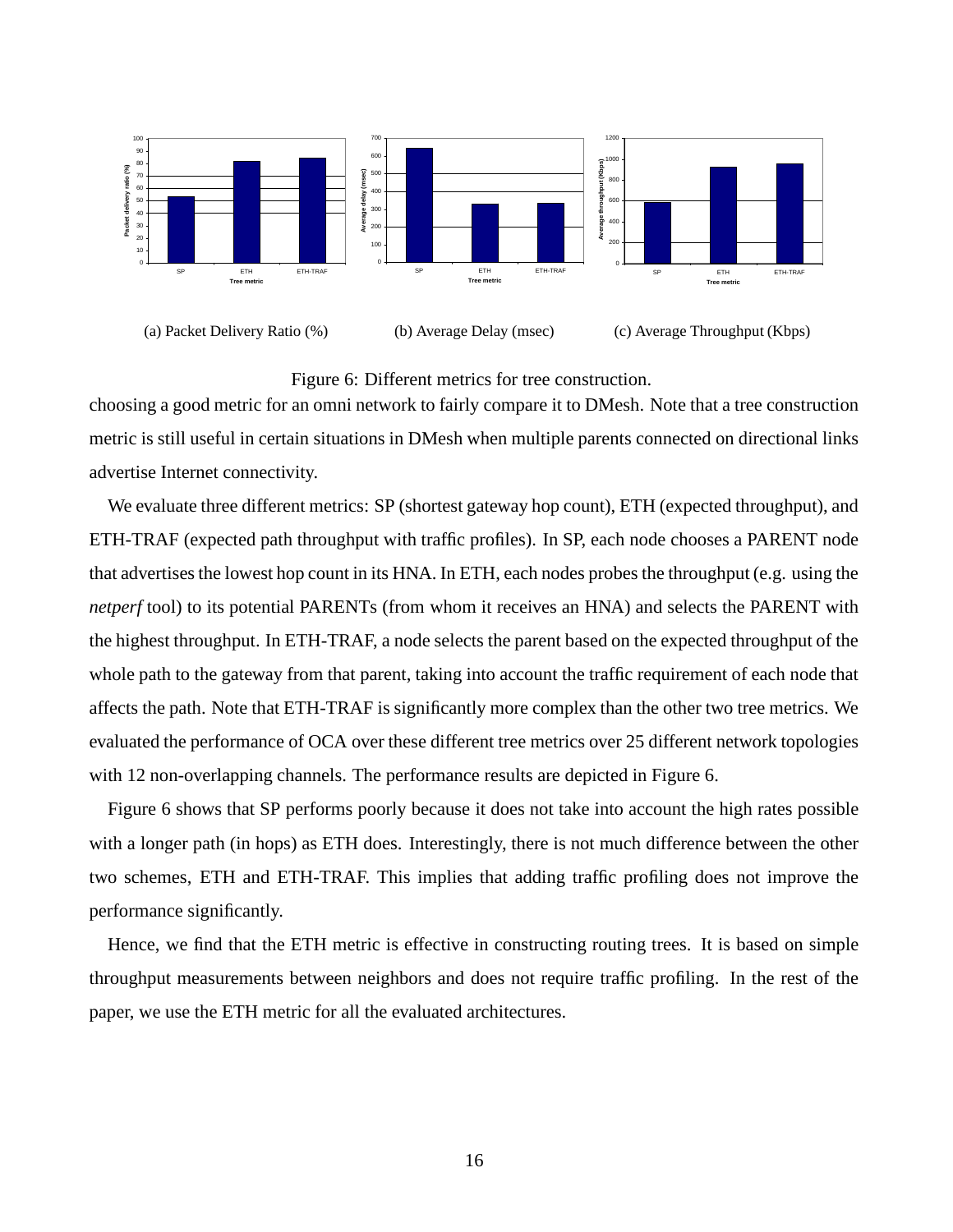(a) Packet Delivery Ratio (%)

(b) Average Delay (msec)

(c) Average Throughput (Kbps)

Figure 6: Different metrics for tree construction.

choosing a good metric for an omni network to fairly compare it to DMesh. Note that a tree construction metric is still useful in certain situations in DMesh when multiple parents connected on directional links advertise Internet connectivity.

We evaluate three different metrics: SP (shortest gateway hop count), ETH (expected throughput), and ETH-TRAF (expected path throughput with traffic profiles). In SP, each node chooses a PARENT node that advertises the lowest hop count in its HNA. In ETH, each nodes probes the throughput (e.g. using the *netperf* tool) to its potential PARENTs (from whom it receives an HNA) and selects the PARENT with the highest throughput. In ETH-TRAF, a node selects the parent based on the expected throughput of the whole path to the gateway from that parent, taking into account the traffic requirement of each node that affects the path. Note that ETH-TRAF is significantly more complex than the other two tree metrics. We evaluated the performance of OCA over these different tree metrics over 25 different network topologies with 12 non-overlapping channels. The performance results are depicted in Figure 6.

Figure 6 shows that SP performs poorly because it does not take into account the high rates possible with a longer path (in hops) as ETH does. Interestingly, there is not much difference between the other two schemes, ETH and ETH-TRAF. This implies that adding traffic profiling does not improve the performance significantly.

Hence, we find that the ETH metric is effective in constructing routing trees. It is based on simple throughput measurements between neighbors and does not require traffic profiling. In the rest of the paper, we use the ETH metric for all the evaluated architectures.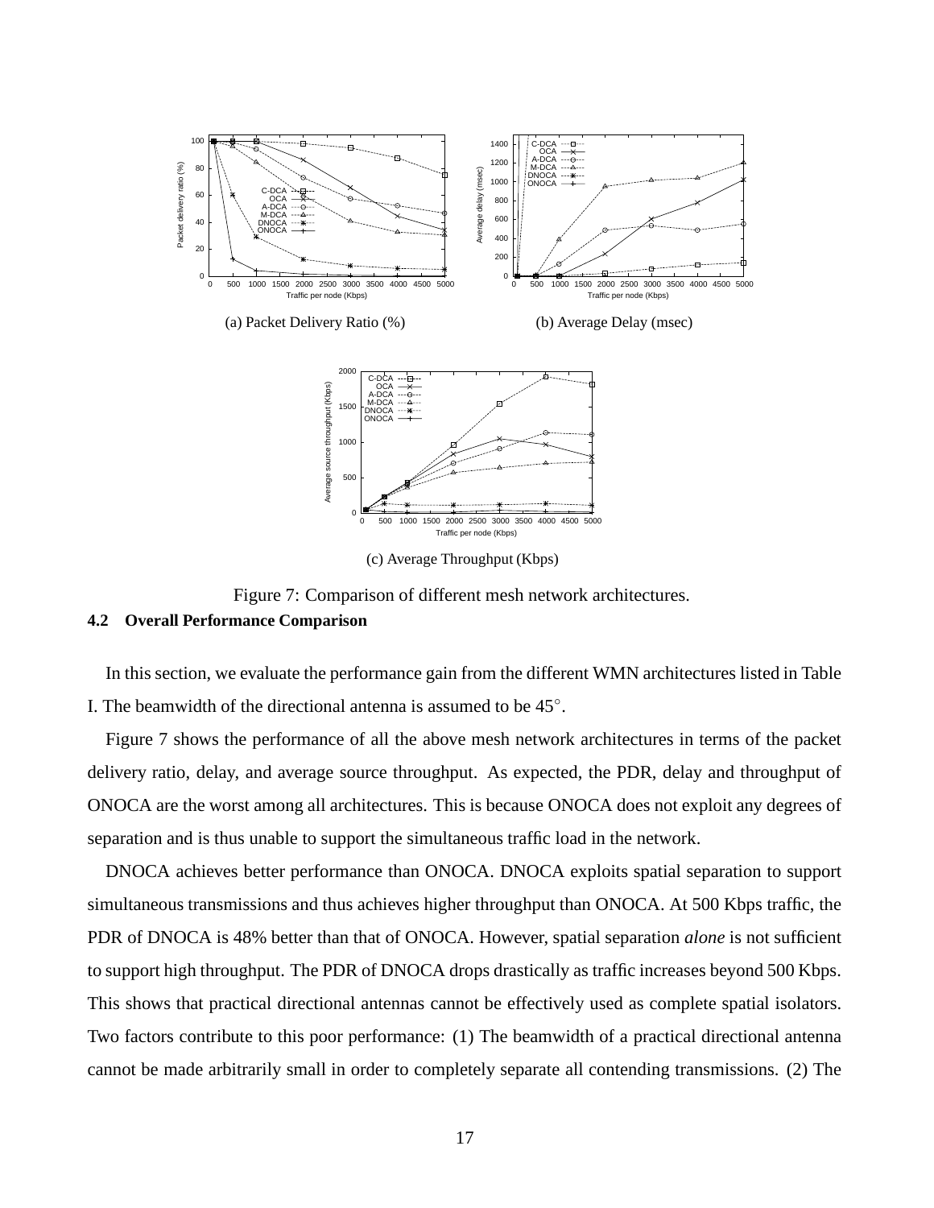(a) Packet Delivery Ratio (%)

(b) Average Delay (msec)

(c) Average Throughput (Kbps)

Figure 7: Comparison of different mesh network architectures.

### 4.2 Overall Performance Comparison

In this section, we evaluate the performance gain from the different WMN architectures listed in Table I. The beamwidth of the directional antenna is assumed to be 45°.

Figure 7 shows the performance of all the above mesh network architectures in terms of the packet delivery ratio, delay, and average source throughput. As expected, the PDR, delay and throughput of ONOCA are the worst among all architectures. This is because ONOCA does not exploit any degrees of separation and is thus unable to support the simultaneous traffic load in the network.

DNOCA achieves better performance than ONOCA. DNOCA exploits spatial separation to support simultaneous transmissions and thus achieves higher throughput than ONOCA. At 500 Kbps traffic, the PDR of DNOCA is 48% better than that of ONOCA. However, spatial separation *alone* is not sufficient to support high throughput. The PDR of DNOCA drops drastically as traffic increases beyond 500 Kbps. This shows that practical directional antennas cannot be effectively used as complete spatial isolators. Two factors contribute to this poor performance: (1) The beamwidth of a practical directional antenna cannot be made arbitrarily small in order to completely separate all contending transmissions. (2) The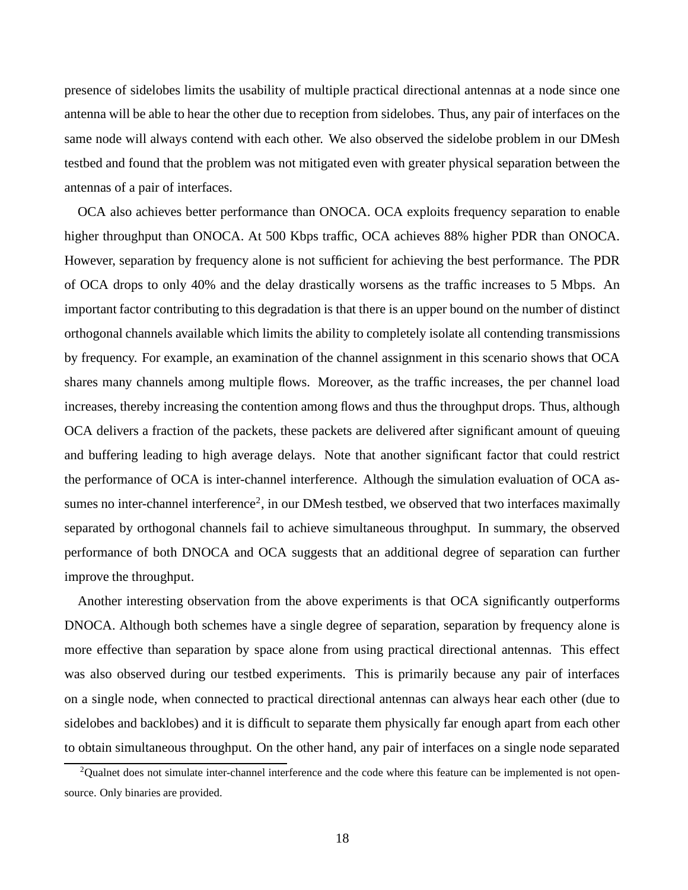presence of sidelobes limits the usability of multiple practical directional antennas at a node since one antenna will be able to hear the other due to reception from sidelobes. Thus, any pair of interfaces on the same node will always contend with each other. We also observed the sidelobe problem in our DMesh testbed and found that the problem was not mitigated even with greater physical separation between the antennas of a pair of interfaces.

OCA also achieves better performance than ONOCA. OCA exploits frequency separation to enable higher throughput than ONOCA. At 500 Kbps traffic, OCA achieves 88% higher PDR than ONOCA. However, separation by frequency alone is not sufficient for achieving the best performance. The PDR of OCA drops to only 40% and the delay drastically worsens as the traffic increases to 5 Mbps. An important factor contributing to this degradation is that there is an upper bound on the number of distinct orthogonal channels available which limits the ability to completely isolate all contending transmissions by frequency. For example, an examination of the channel assignment in this scenario shows that OCA shares many channels among multiple flows. Moreover, as the traffic increases, the per channel load increases, thereby increasing the contention among flows and thus the throughput drops. Thus, although OCA delivers a fraction of the packets, these packets are delivered after significant amount of queuing and buffering leading to high average delays. Note that another significant factor that could restrict the performance of OCA is inter-channel interference. Although the simulation evaluation of OCA assumes no inter-channel interference[2], in our DMesh testbed, we observed that two interfaces maximally separated by orthogonal channels fail to achieve simultaneous throughput. In summary, the observed performance of both DNOCA and OCA suggests that an additional degree of separation can further improve the throughput.

Another interesting observation from the above experiments is that OCA significantly outperforms DNOCA. Although both schemes have a single degree of separation, separation by frequency alone is more effective than separation by space alone from using practical directional antennas. This effect was also observed during our testbed experiments. This is primarily because any pair of interfaces on a single node, when connected to practical directional antennas can always hear each other (due to sidelobes and backlobes) and it is difficult to separate them physically far enough apart from each other to obtain simultaneous throughput. On the other hand, any pair of interfaces on a single node separated

[2]Qualnet does not simulate inter-channel interference and the code where this feature can be implemented is not open-source. Only binaries are provided.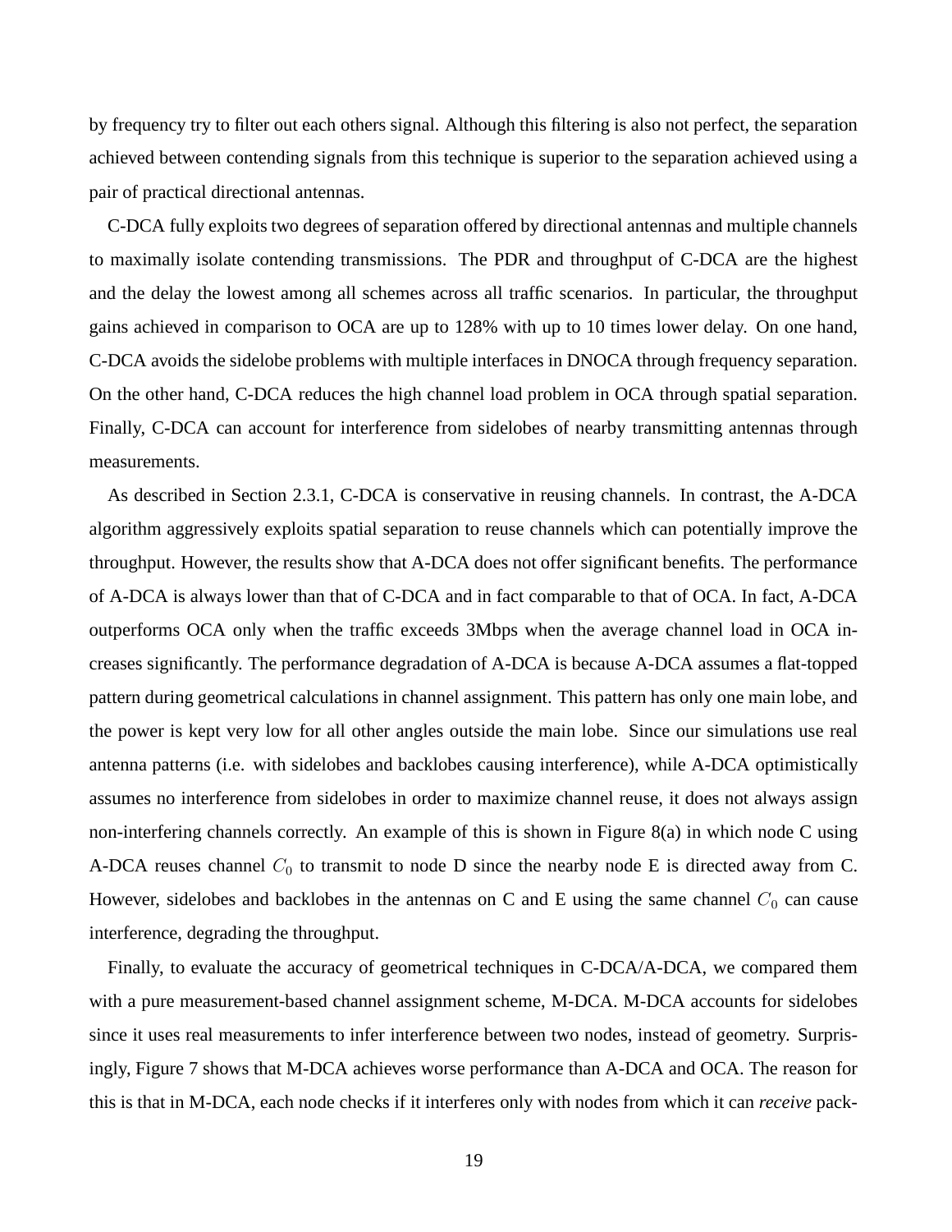by frequency try to filter out each others signal. Although this filtering is also not perfect, the separation achieved between contending signals from this technique is superior to the separation achieved using a pair of practical directional antennas.

C-DCA fully exploits two degrees of separation offered by directional antennas and multiple channels to maximally isolate contending transmissions. The PDR and throughput of C-DCA are the highest and the delay the lowest among all schemes across all traffic scenarios. In particular, the throughput gains achieved in comparison to OCA are up to 128% with up to 10 times lower delay. On one hand, C-DCA avoids the sidelobe problems with multiple interfaces in DNOCA through frequency separation. On the other hand, C-DCA reduces the high channel load problem in OCA through spatial separation. Finally, C-DCA can account for interference from sidelobes of nearby transmitting antennas through measurements.

As described in Section 2.3.1, C-DCA is conservative in reusing channels. In contrast, the A-DCA algorithm aggressively exploits spatial separation to reuse channels which can potentially improve the throughput. However, the results show that A-DCA does not offer significant benefits. The performance of A-DCA is always lower than that of C-DCA and in fact comparable to that of OCA. In fact, A-DCA outperforms OCA only when the traffic exceeds 3Mbps when the average channel load in OCA increases significantly. The performance degradation of A-DCA is because A-DCA assumes a flat-topped pattern during geometrical calculations in channel assignment. This pattern has only one main lobe, and the power is kept very low for all other angles outside the main lobe. Since our simulations use real antenna patterns (i.e. with sidelobes and backlobes causing interference), while A-DCA optimistically assumes no interference from sidelobes in order to maximize channel reuse, it does not always assign non-interfering channels correctly. An example of this is shown in Figure 8(a) in which node C using A-DCA reuses channel $C_0$ to transmit to node D since the nearby node E is directed away from C. However, sidelobes and backlobes in the antennas on C and E using the same channel $C_0$ can cause interference, degrading the throughput.

Finally, to evaluate the accuracy of geometrical techniques in C-DCA/A-DCA, we compared them with a pure measurement-based channel assignment scheme, M-DCA. M-DCA accounts for sidelobes since it uses real measurements to infer interference between two nodes, instead of geometry. Surprisingly, Figure 7 shows that M-DCA achieves worse performance than A-DCA and OCA. The reason for this is that in M-DCA, each node checks if it interferes only with nodes from which it can *receive* pack-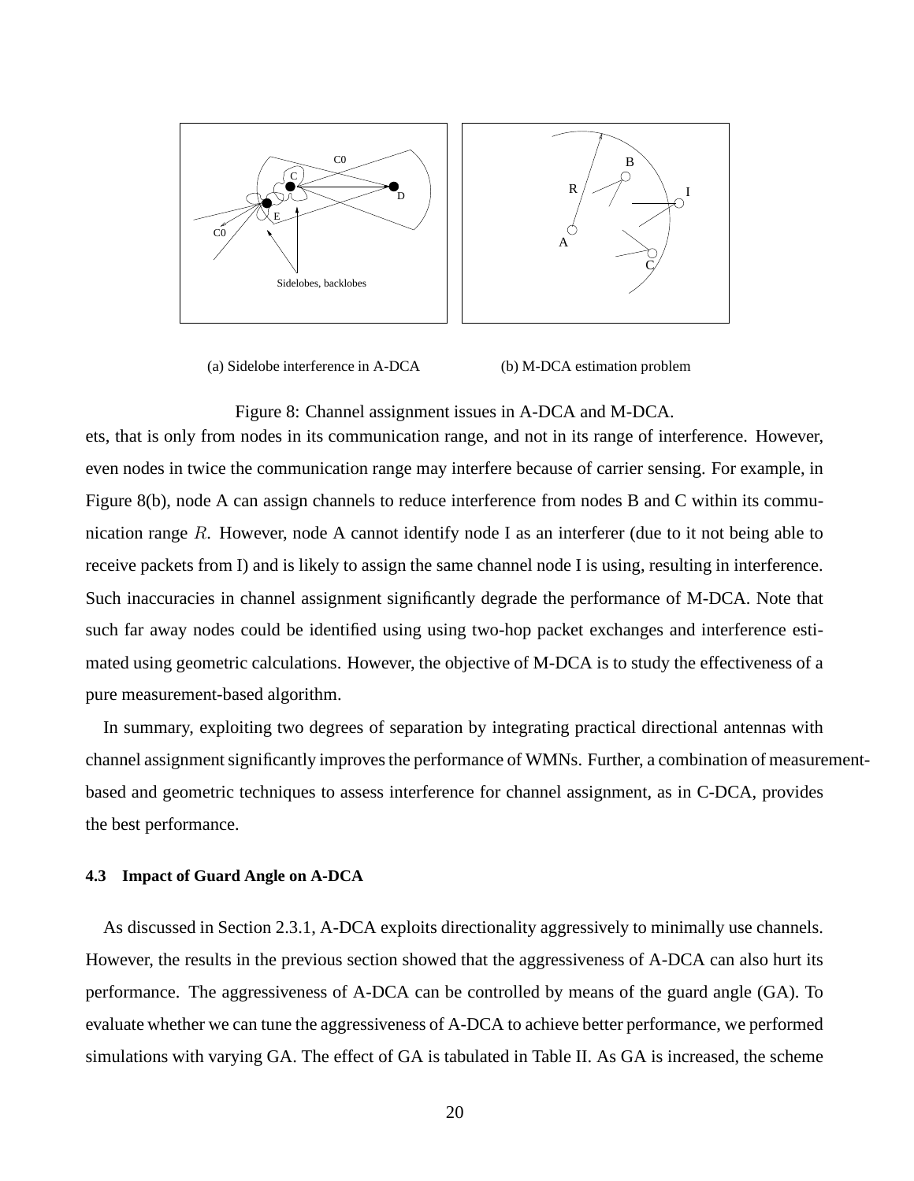(a) Sidelobe interference in A-DCA

(b) M-DCA estimation problem

Figure 8: Channel assignment issues in A-DCA and M-DCA.

ets, that is only from nodes in its communication range, and not in its range of interference. However, even nodes in twice the communication range may interfere because of carrier sensing. For example, in Figure 8(b), node A can assign channels to reduce interference from nodes B and C within its communication range $R$. However, node A cannot identify node I as an interferer (due to it not being able to receive packets from I) and is likely to assign the same channel node I is using, resulting in interference. Such inaccuracies in channel assignment significantly degrade the performance of M-DCA. Note that such far away nodes could be identified using using two-hop packet exchanges and interference estimated using geometric calculations. However, the objective of M-DCA is to study the effectiveness of a pure measurement-based algorithm.

In summary, exploiting two degrees of separation by integrating practical directional antennas with channel assignment significantly improves the performance of WMNs. Further, a combination of measurement-based and geometric techniques to assess interference for channel assignment, as in C-DCA, provides the best performance.

### 4.3 Impact of Guard Angle on A-DCA

As discussed in Section 2.3.1, A-DCA exploits directionality aggressively to minimally use channels. However, the results in the previous section showed that the aggressiveness of A-DCA can also hurt its performance. The aggressiveness of A-DCA can be controlled by means of the guard angle (GA). To evaluate whether we can tune the aggressiveness of A-DCA to achieve better performance, we performed simulations with varying GA. The effect of GA is tabulated in Table II. As GA is increased, the scheme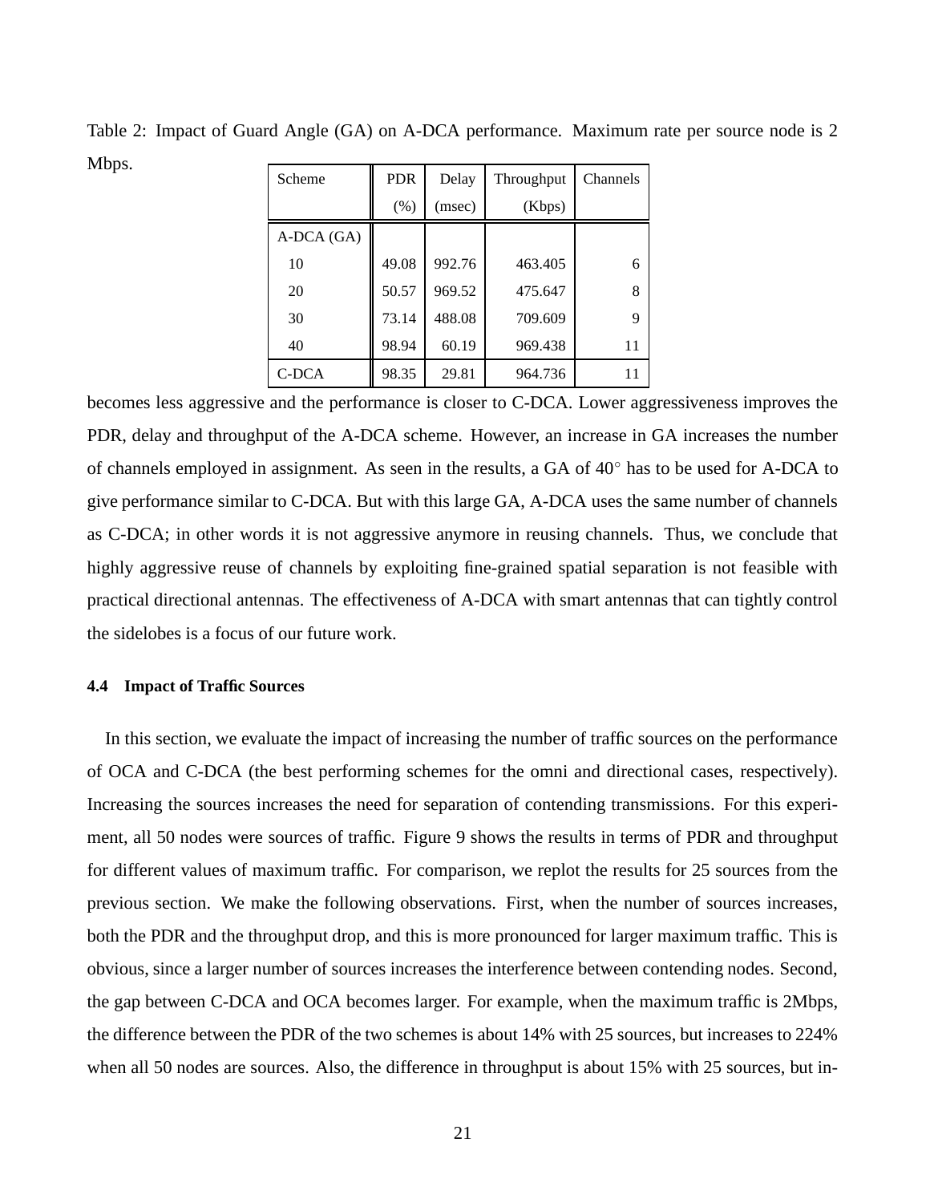Table 2: Impact of Guard Angle (GA) on A-DCA performance. Maximum rate per source node is 2 Mbps.

| Scheme | PDR (%) | Delay (msec) | Throughput (Kbps) | Channels |
|---|---|---|---|---|
| A-DCA (GA) | | | | |
| 10 | 49.08 | 992.76 | 463.405 | 6 |
| 20 | 50.57 | 969.52 | 475.647 | 8 |
| 30 | 73.14 | 488.08 | 709.609 | 9 |
| 40 | 98.94 | 60.19 | 969.438 | 11 |
| C-DCA | 98.35 | 29.81 | 964.736 | 11 |

becomes less aggressive and the performance is closer to C-DCA. Lower aggressiveness improves the PDR, delay and throughput of the A-DCA scheme. However, an increase in GA increases the number of channels employed in assignment. As seen in the results, a GA of $40^\circ$ has to be used for A-DCA to give performance similar to C-DCA. But with this large GA, A-DCA uses the same number of channels as C-DCA; in other words it is not aggressive anymore in reusing channels. Thus, we conclude that highly aggressive reuse of channels by exploiting fine-grained spatial separation is not feasible with practical directional antennas. The effectiveness of A-DCA with smart antennas that can tightly control the sidelobes is a focus of our future work.

### 4.4 Impact of Traffic Sources

In this section, we evaluate the impact of increasing the number of traffic sources on the performance of OCA and C-DCA (the best performing schemes for the omni and directional cases, respectively). Increasing the sources increases the need for separation of contending transmissions. For this experiment, all 50 nodes were sources of traffic. Figure 9 shows the results in terms of PDR and throughput for different values of maximum traffic. For comparison, we replot the results for 25 sources from the previous section. We make the following observations. First, when the number of sources increases, both the PDR and the throughput drop, and this is more pronounced for larger maximum traffic. This is obvious, since a larger number of sources increases the interference between contending nodes. Second, the gap between C-DCA and OCA becomes larger. For example, when the maximum traffic is 2Mbps, the difference between the PDR of the two schemes is about 14% with 25 sources, but increases to 224% when all 50 nodes are sources. Also, the difference in throughput is about 15% with 25 sources, but in-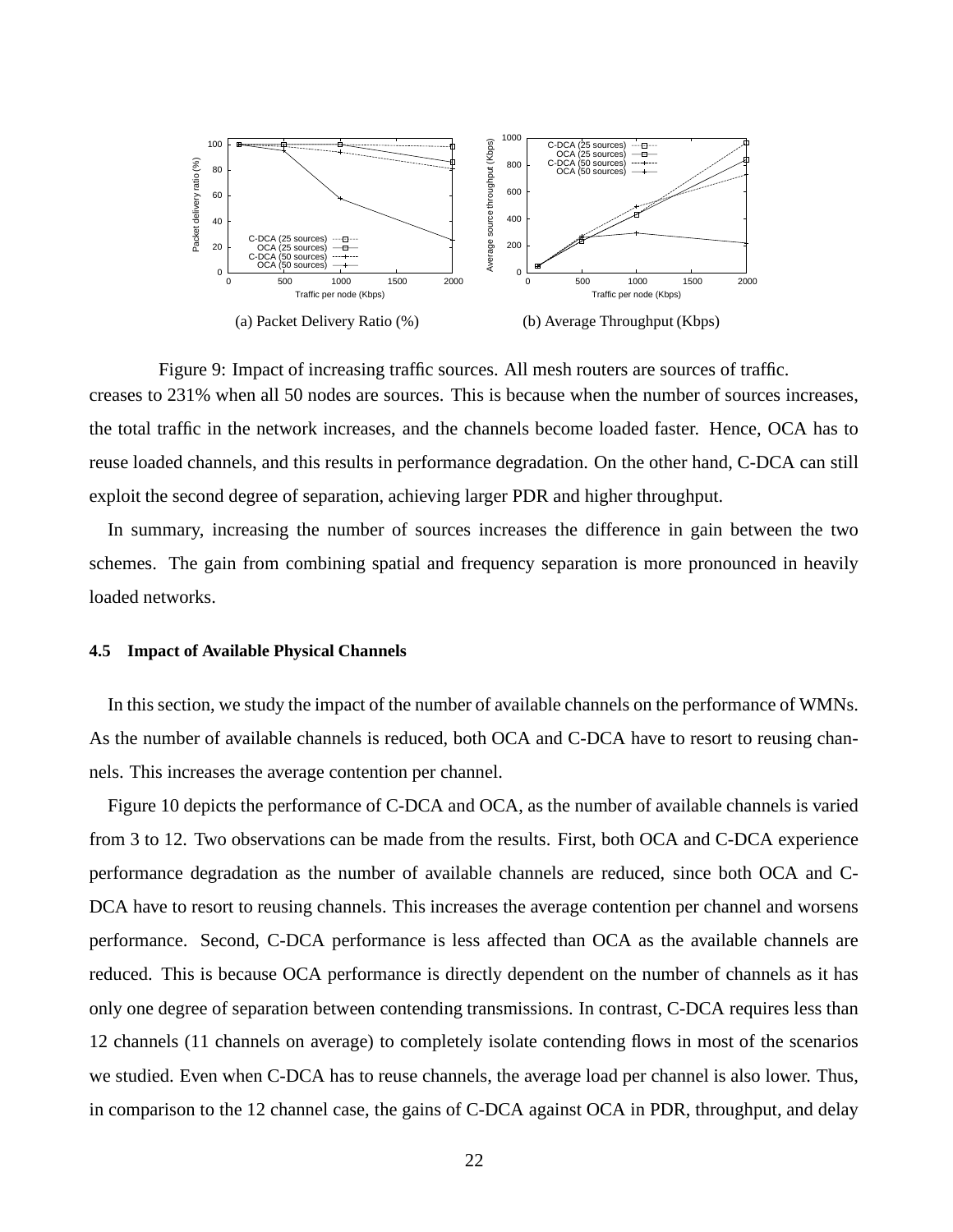(a) Packet Delivery Ratio (%) (b) Average Throughput (Kbps)

Figure 9: Impact of increasing traffic sources. All mesh routers are sources of traffic.

creases to 231% when all 50 nodes are sources. This is because when the number of sources increases, the total traffic in the network increases, and the channels become loaded faster. Hence, OCA has to reuse loaded channels, and this results in performance degradation. On the other hand, C-DCA can still exploit the second degree of separation, achieving larger PDR and higher throughput.

In summary, increasing the number of sources increases the difference in gain between the two schemes. The gain from combining spatial and frequency separation is more pronounced in heavily loaded networks.

### 4.5 Impact of Available Physical Channels

In this section, we study the impact of the number of available channels on the performance of WMNs. As the number of available channels is reduced, both OCA and C-DCA have to resort to reusing channels. This increases the average contention per channel.

Figure 10 depicts the performance of C-DCA and OCA, as the number of available channels is varied from 3 to 12. Two observations can be made from the results. First, both OCA and C-DCA experience performance degradation as the number of available channels are reduced, since both OCA and C-DCA have to resort to reusing channels. This increases the average contention per channel and worsens performance. Second, C-DCA performance is less affected than OCA as the available channels are reduced. This is because OCA performance is directly dependent on the number of channels as it has only one degree of separation between contending transmissions. In contrast, C-DCA requires less than 12 channels (11 channels on average) to completely isolate contending flows in most of the scenarios we studied. Even when C-DCA has to reuse channels, the average load per channel is also lower. Thus, in comparison to the 12 channel case, the gains of C-DCA against OCA in PDR, throughput, and delay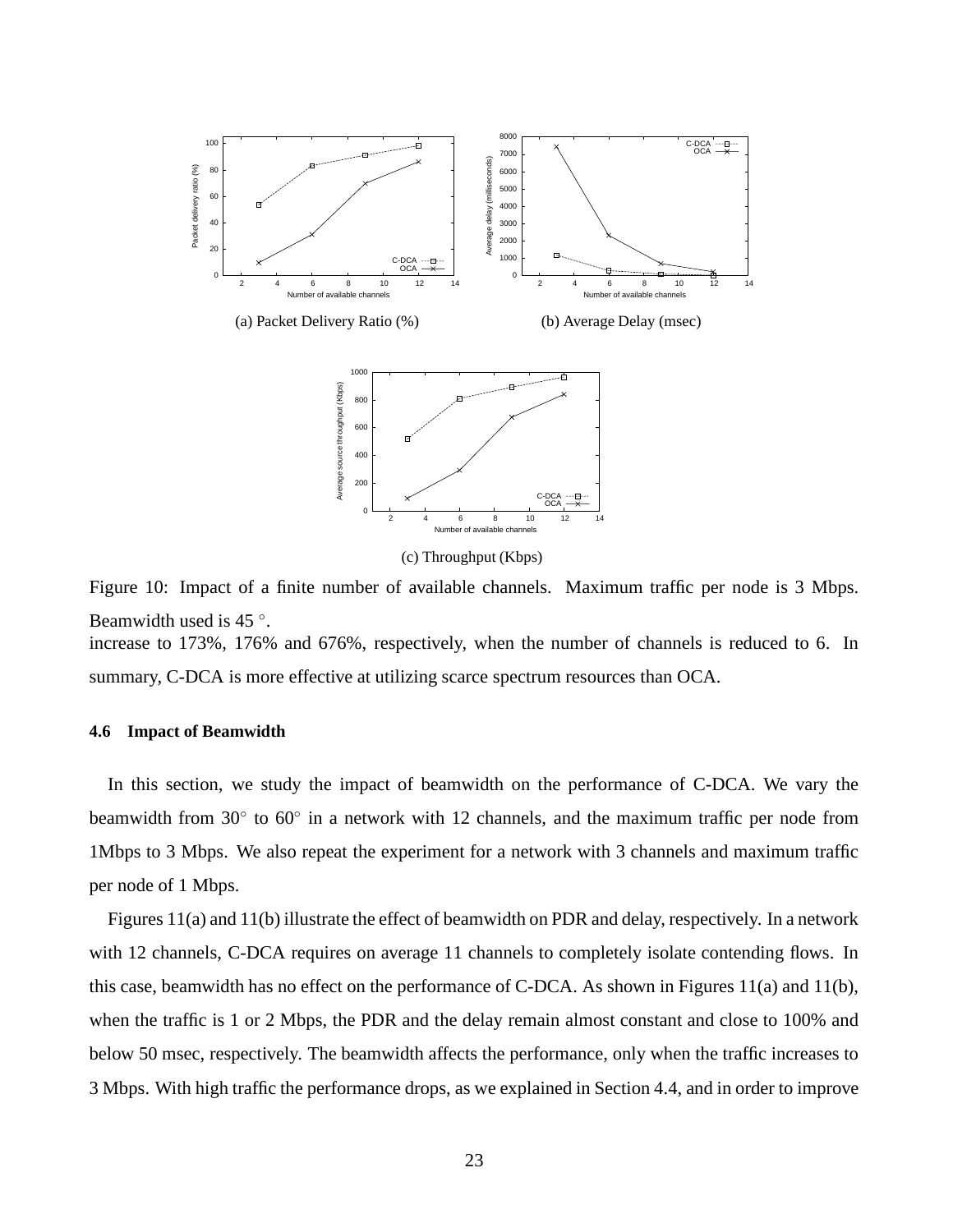(a) Packet Delivery Ratio (%)

(b) Average Delay (msec)

(c) Throughput (Kbps)

Figure 10: Impact of a finite number of available channels. Maximum traffic per node is 3 Mbps. Beamwidth used is 45 °.

increase to 173%, 176% and 676%, respectively, when the number of channels is reduced to 6. In summary, C-DCA is more effective at utilizing scarce spectrum resources than OCA.

### 4.6 Impact of Beamwidth

In this section, we study the impact of beamwidth on the performance of C-DCA. We vary the beamwidth from 30° to 60° in a network with 12 channels, and the maximum traffic per node from 1Mbps to 3 Mbps. We also repeat the experiment for a network with 3 channels and maximum traffic per node of 1 Mbps.

Figures 11(a) and 11(b) illustrate the effect of beamwidth on PDR and delay, respectively. In a network with 12 channels, C-DCA requires on average 11 channels to completely isolate contending flows. In this case, beamwidth has no effect on the performance of C-DCA. As shown in Figures 11(a) and 11(b), when the traffic is 1 or 2 Mbps, the PDR and the delay remain almost constant and close to 100% and below 50 msec, respectively. The beamwidth affects the performance, only when the traffic increases to 3 Mbps. With high traffic the performance drops, as we explained in Section 4.4, and in order to improve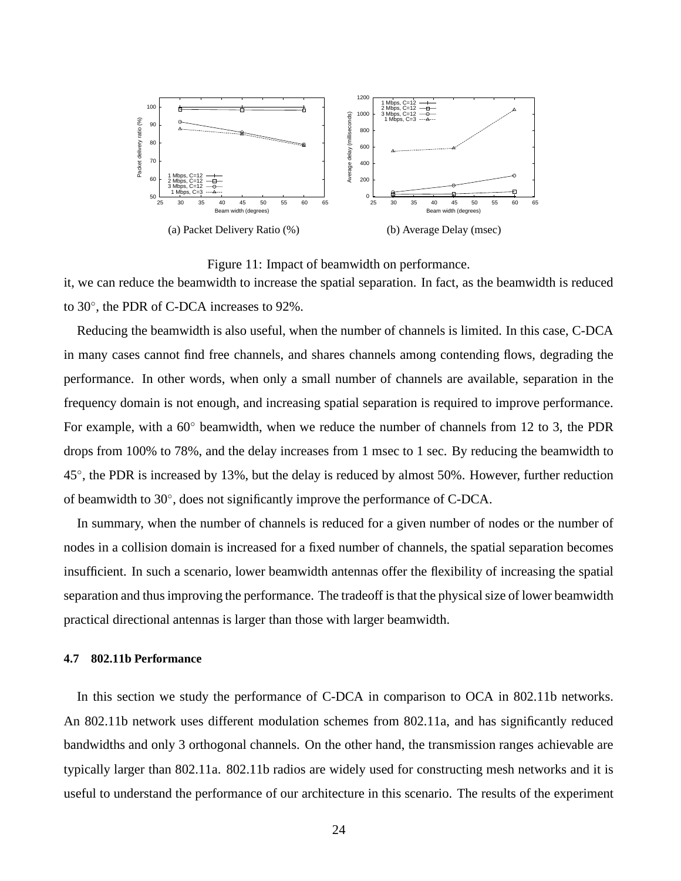(a) Packet Delivery Ratio (%)

(b) Average Delay (msec)

Figure 11: Impact of beamwidth on performance.

it, we can reduce the beamwidth to increase the spatial separation. In fact, as the beamwidth is reduced to 30°, the PDR of C-DCA increases to 92%.

Reducing the beamwidth is also useful, when the number of channels is limited. In this case, C-DCA in many cases cannot find free channels, and shares channels among contending flows, degrading the performance. In other words, when only a small number of channels are available, separation in the frequency domain is not enough, and increasing spatial separation is required to improve performance. For example, with a 60° beamwidth, when we reduce the number of channels from 12 to 3, the PDR drops from 100% to 78%, and the delay increases from 1 msec to 1 sec. By reducing the beamwidth to 45°, the PDR is increased by 13%, but the delay is reduced by almost 50%. However, further reduction of beamwidth to 30°, does not significantly improve the performance of C-DCA.

In summary, when the number of channels is reduced for a given number of nodes or the number of nodes in a collision domain is increased for a fixed number of channels, the spatial separation becomes insufficient. In such a scenario, lower beamwidth antennas offer the flexibility of increasing the spatial separation and thus improving the performance. The tradeoff is that the physical size of lower beamwidth practical directional antennas is larger than those with larger beamwidth.

### 4.7 802.11b Performance

In this section we study the performance of C-DCA in comparison to OCA in 802.11b networks. An 802.11b network uses different modulation schemes from 802.11a, and has significantly reduced bandwidths and only 3 orthogonal channels. On the other hand, the transmission ranges achievable are typically larger than 802.11a. 802.11b radios are widely used for constructing mesh networks and it is useful to understand the performance of our architecture in this scenario. The results of the experiment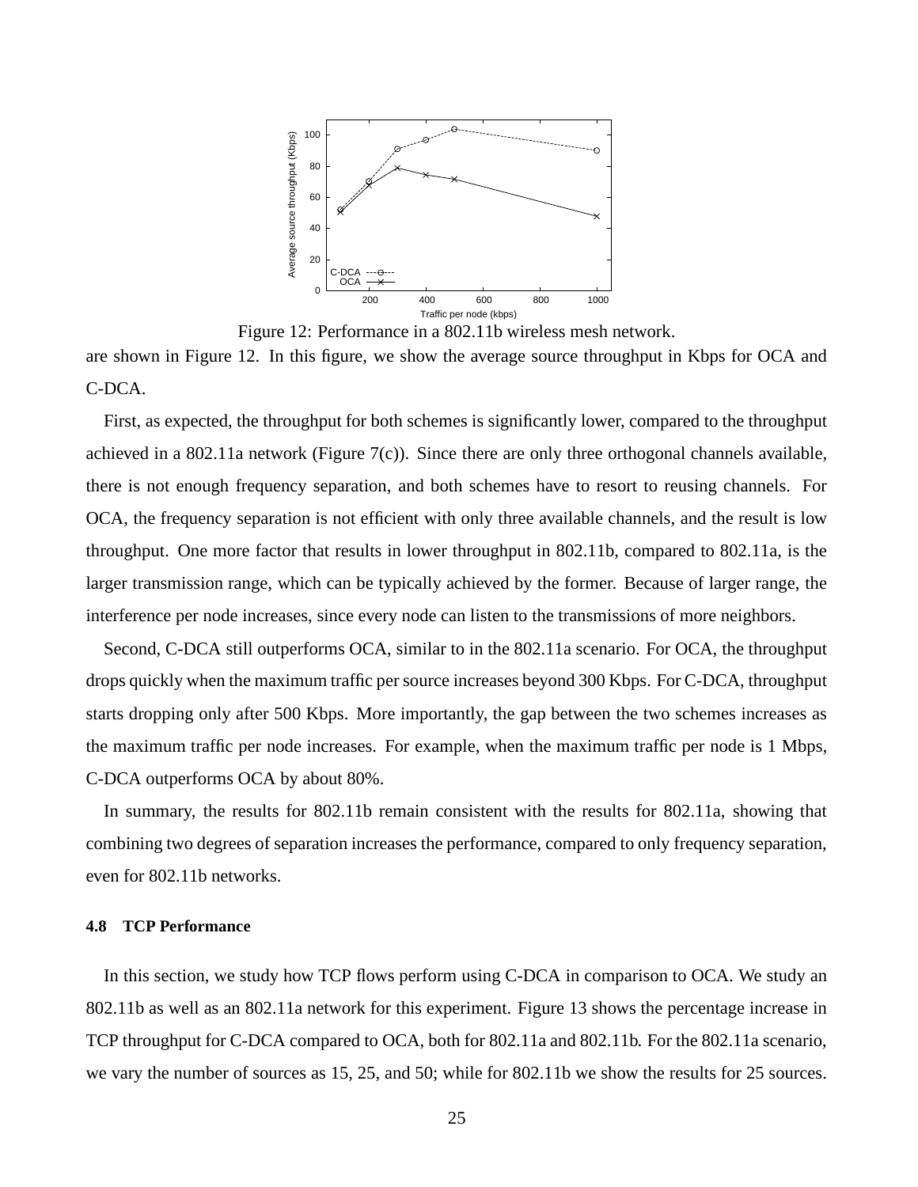Figure 12: Performance in a 802.11b wireless mesh network.

are shown in Figure 12. In this figure, we show the average source throughput in Kbps for OCA and C-DCA.

First, as expected, the throughput for both schemes is significantly lower, compared to the throughput achieved in a 802.11a network (Figure 7(c)). Since there are only three orthogonal channels available, there is not enough frequency separation, and both schemes have to resort to reusing channels. For OCA, the frequency separation is not efficient with only three available channels, and the result is low throughput. One more factor that results in lower throughput in 802.11b, compared to 802.11a, is the larger transmission range, which can be typically achieved by the former. Because of larger range, the interference per node increases, since every node can listen to the transmissions of more neighbors.

Second, C-DCA still outperforms OCA, similar to in the 802.11a scenario. For OCA, the throughput drops quickly when the maximum traffic per source increases beyond 300 Kbps. For C-DCA, throughput starts dropping only after 500 Kbps. More importantly, the gap between the two schemes increases as the maximum traffic per node increases. For example, when the maximum traffic per node is 1 Mbps, C-DCA outperforms OCA by about 80%.

In summary, the results for 802.11b remain consistent with the results for 802.11a, showing that combining two degrees of separation increases the performance, compared to only frequency separation, even for 802.11b networks.

#### 4.8 TCP Performance

In this section, we study how TCP flows perform using C-DCA in comparison to OCA. We study an 802.11b as well as an 802.11a network for this experiment. Figure 13 shows the percentage increase in TCP throughput for C-DCA compared to OCA, both for 802.11a and 802.11b. For the 802.11a scenario, we vary the number of sources as 15, 25, and 50; while for 802.11b we show the results for 25 sources.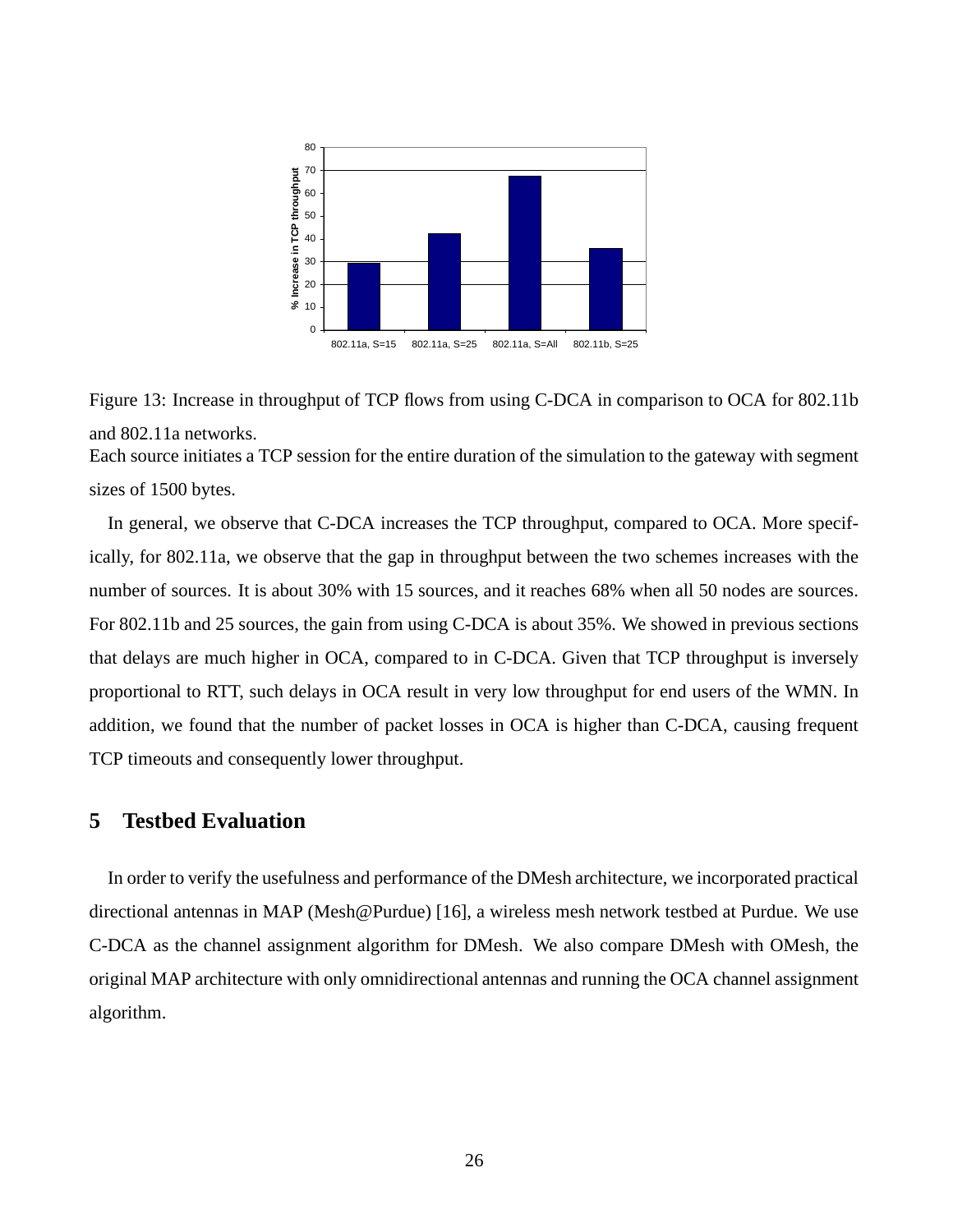Figure 13: Increase in throughput of TCP flows from using C-DCA in comparison to OCA for 802.11b and 802.11a networks.

Each source initiates a TCP session for the entire duration of the simulation to the gateway with segment sizes of 1500 bytes.

In general, we observe that C-DCA increases the TCP throughput, compared to OCA. More specifically, for 802.11a, we observe that the gap in throughput between the two schemes increases with the number of sources. It is about 30% with 15 sources, and it reaches 68% when all 50 nodes are sources. For 802.11b and 25 sources, the gain from using C-DCA is about 35%. We showed in previous sections that delays are much higher in OCA, compared to in C-DCA. Given that TCP throughput is inversely proportional to RTT, such delays in OCA result in very low throughput for end users of the WMN. In addition, we found that the number of packet losses in OCA is higher than C-DCA, causing frequent TCP timeouts and consequently lower throughput.

## 5 Testbed Evaluation

In order to verify the usefulness and performance of the DMesh architecture, we incorporated practical directional antennas in MAP (Mesh@Purdue) [16], a wireless mesh network testbed at Purdue. We use C-DCA as the channel assignment algorithm for DMesh. We also compare DMesh with OMesh, the original MAP architecture with only omnidirectional antennas and running the OCA channel assignment algorithm.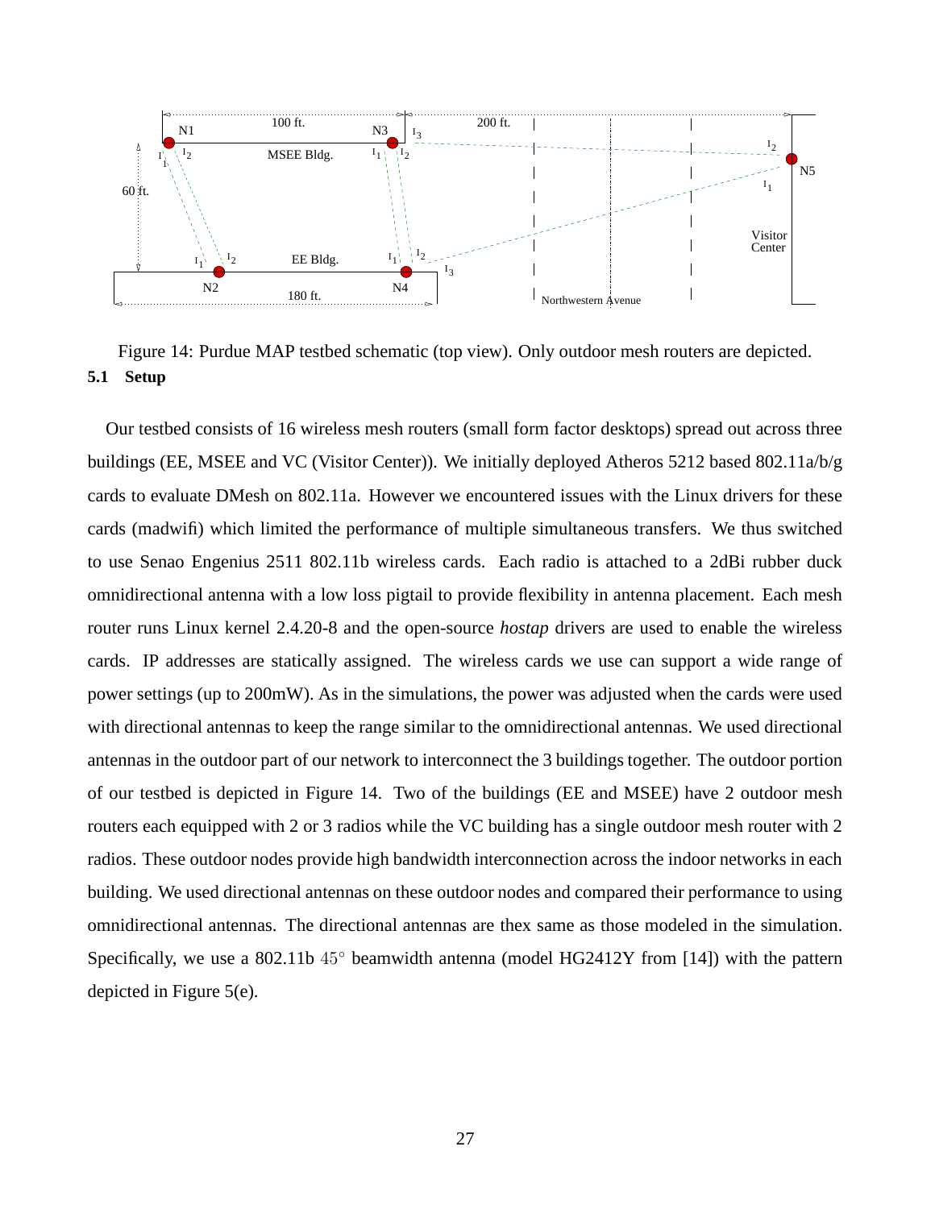Figure 14: Purdue MAP testbed schematic (top view). Only outdoor mesh routers are depicted.

### 5.1 Setup

Our testbed consists of 16 wireless mesh routers (small form factor desktops) spread out across three buildings (EE, MSEE and VC (Visitor Center)). We initially deployed Atheros 5212 based 802.11a/b/g cards to evaluate DMesh on 802.11a. However we encountered issues with the Linux drivers for these cards (madwifi) which limited the performance of multiple simultaneous transfers. We thus switched to use Senao Engenius 2511 802.11b wireless cards. Each radio is attached to a 2dBi rubber duck omnidirectional antenna with a low loss pigtail to provide flexibility in antenna placement. Each mesh router runs Linux kernel 2.4.20-8 and the open-source *hostap* drivers are used to enable the wireless cards. IP addresses are statically assigned. The wireless cards we use can support a wide range of power settings (up to 200mW). As in the simulations, the power was adjusted when the cards were used with directional antennas to keep the range similar to the omnidirectional antennas. We used directional antennas in the outdoor part of our network to interconnect the 3 buildings together. The outdoor portion of our testbed is depicted in Figure 14. Two of the buildings (EE and MSEE) have 2 outdoor mesh routers each equipped with 2 or 3 radios while the VC building has a single outdoor mesh router with 2 radios. These outdoor nodes provide high bandwidth interconnection across the indoor networks in each building. We used directional antennas on these outdoor nodes and compared their performance to using omnidirectional antennas. The directional antennas are thex same as those modeled in the simulation. Specifically, we use a 802.11b $45^{\circ}$ beamwidth antenna (model HG2412Y from [14]) with the pattern depicted in Figure 5(e).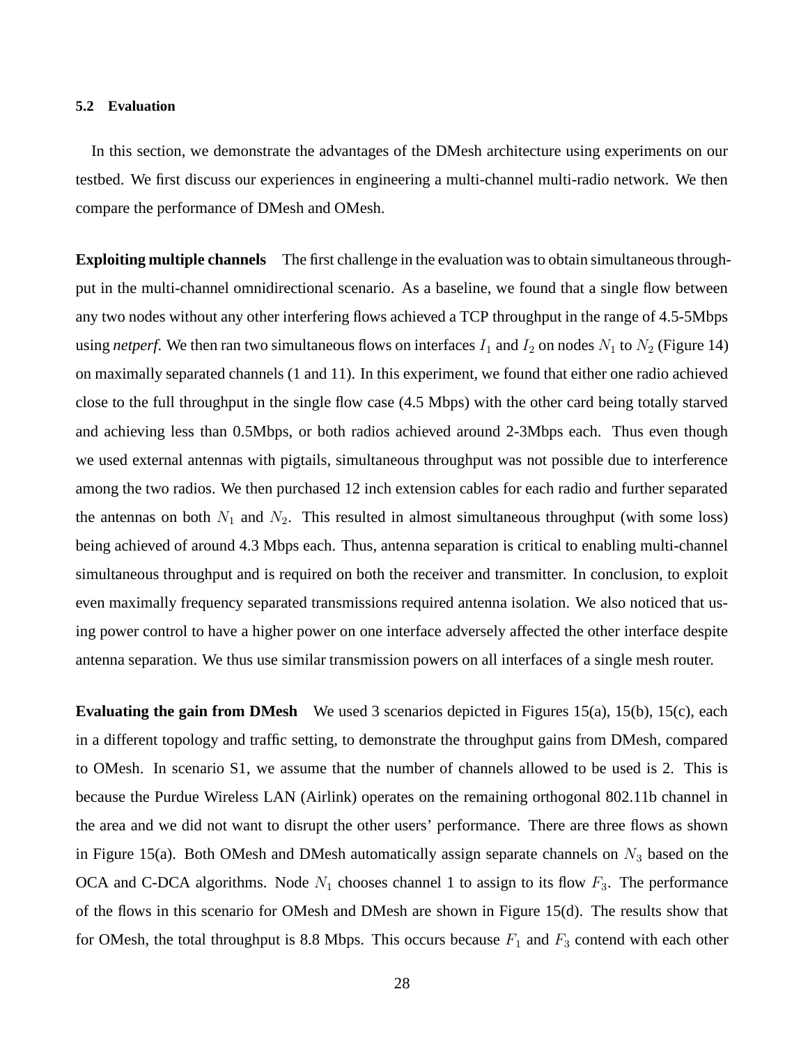### 5.2 Evaluation

In this section, we demonstrate the advantages of the DMesh architecture using experiments on our testbed. We first discuss our experiences in engineering a multi-channel multi-radio network. We then compare the performance of DMesh and OMesh.

**Exploiting multiple channels** The first challenge in the evaluation was to obtain simultaneous throughput in the multi-channel omnidirectional scenario. As a baseline, we found that a single flow between any two nodes without any other interfering flows achieved a TCP throughput in the range of 4.5-5Mbps using *netperf*. We then ran two simultaneous flows on interfaces $I_1$ and $I_2$ on nodes $N_1$ to $N_2$ (Figure 14) on maximally separated channels (1 and 11). In this experiment, we found that either one radio achieved close to the full throughput in the single flow case (4.5 Mbps) with the other card being totally starved and achieving less than 0.5Mbps, or both radios achieved around 2-3Mbps each. Thus even though we used external antennas with pigtails, simultaneous throughput was not possible due to interference among the two radios. We then purchased 12 inch extension cables for each radio and further separated the antennas on both $N_1$ and $N_2$. This resulted in almost simultaneous throughput (with some loss) being achieved of around 4.3 Mbps each. Thus, antenna separation is critical to enabling multi-channel simultaneous throughput and is required on both the receiver and transmitter. In conclusion, to exploit even maximally frequency separated transmissions required antenna isolation. We also noticed that using power control to have a higher power on one interface adversely affected the other interface despite antenna separation. We thus use similar transmission powers on all interfaces of a single mesh router.

**Evaluating the gain from DMesh** We used 3 scenarios depicted in Figures 15(a), 15(b), 15(c), each in a different topology and traffic setting, to demonstrate the throughput gains from DMesh, compared to OMesh. In scenario S1, we assume that the number of channels allowed to be used is 2. This is because the Purdue Wireless LAN (Airlink) operates on the remaining orthogonal 802.11b channel in the area and we did not want to disrupt the other users' performance. There are three flows as shown in Figure 15(a). Both OMesh and DMesh automatically assign separate channels on $N_3$ based on the OCA and C-DCA algorithms. Node $N_1$ chooses channel 1 to assign to its flow $F_3$. The performance of the flows in this scenario for OMesh and DMesh are shown in Figure 15(d). The results show that for OMesh, the total throughput is 8.8 Mbps. This occurs because $F_1$ and $F_3$ contend with each other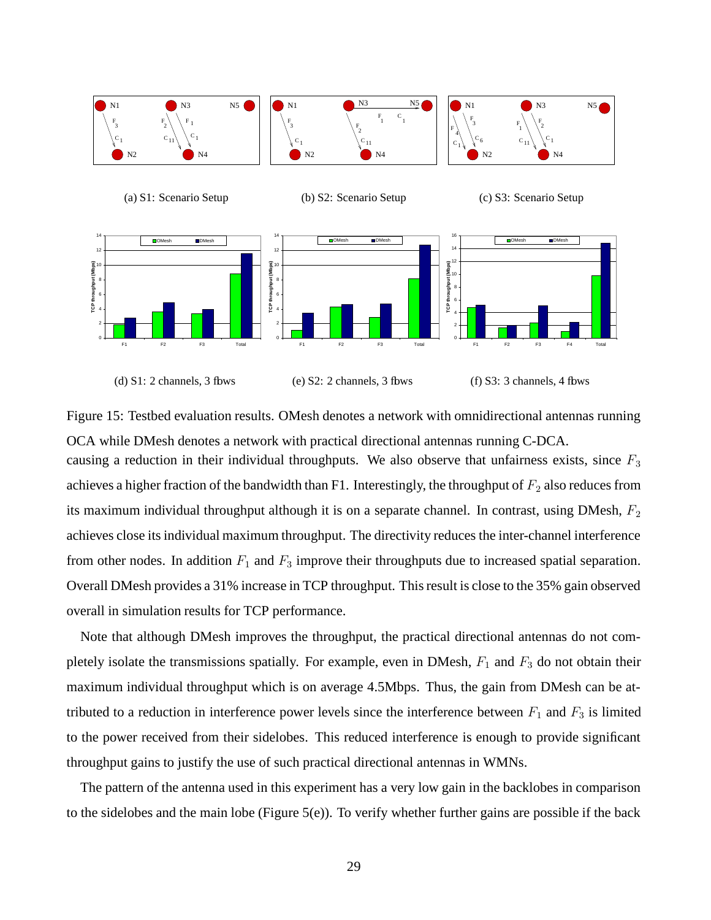(a) S1: Scenario Setup

(b) S2: Scenario Setup

(c) S3: Scenario Setup

(d) S1: 2 channels, 3 flows

(e) S2: 2 channels, 3 flows

(f) S3: 3 channels, 4 flows

Figure 15: Testbed evaluation results. OMesh denotes a network with omnidirectional antennas running OCA while DMesh denotes a network with practical directional antennas running C-DCA.

causing a reduction in their individual throughputs. We also observe that unfairness exists, since $F_3$ achieves a higher fraction of the bandwidth than F1. Interestingly, the throughput of $F_2$ also reduces from its maximum individual throughput although it is on a separate channel. In contrast, using DMesh, $F_2$ achieves close its individual maximum throughput. The directivity reduces the inter-channel interference from other nodes. In addition $F_1$ and $F_3$ improve their throughputs due to increased spatial separation. Overall DMesh provides a 31% increase in TCP throughput. This result is close to the 35% gain observed overall in simulation results for TCP performance.

Note that although DMesh improves the throughput, the practical directional antennas do not completely isolate the transmissions spatially. For example, even in DMesh, $F_1$ and $F_3$ do not obtain their maximum individual throughput which is on average 4.5Mbps. Thus, the gain from DMesh can be attributed to a reduction in interference power levels since the interference between $F_1$ and $F_3$ is limited to the power received from their sidelobes. This reduced interference is enough to provide significant throughput gains to justify the use of such practical directional antennas in WMNs.

The pattern of the antenna used in this experiment has a very low gain in the backlobes in comparison to the sidelobes and the main lobe (Figure 5(e)). To verify whether further gains are possible if the back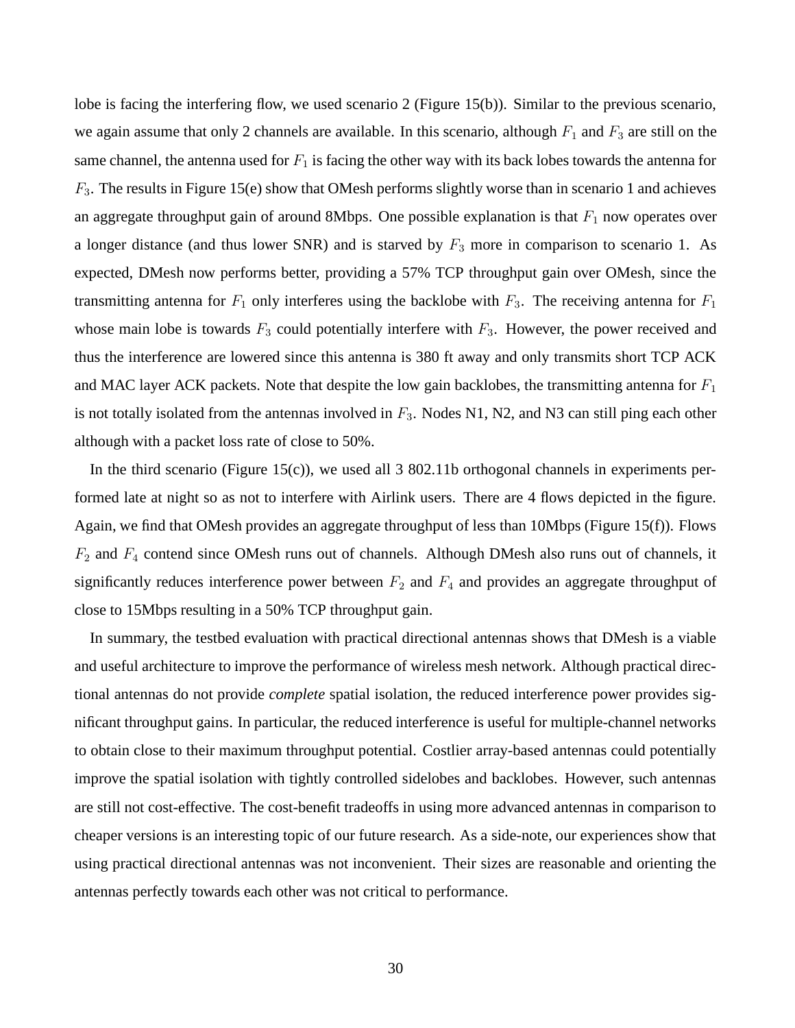lobe is facing the interfering flow, we used scenario 2 (Figure 15(b)). Similar to the previous scenario, we again assume that only 2 channels are available. In this scenario, although $F_1$ and $F_3$ are still on the same channel, the antenna used for $F_1$ is facing the other way with its back lobes towards the antenna for $F_3$. The results in Figure 15(e) show that OMesh performs slightly worse than in scenario 1 and achieves an aggregate throughput gain of around 8Mbps. One possible explanation is that $F_1$ now operates over a longer distance (and thus lower SNR) and is starved by $F_3$ more in comparison to scenario 1. As expected, DMesh now performs better, providing a 57% TCP throughput gain over OMesh, since the transmitting antenna for $F_1$ only interferes using the backlobe with $F_3$. The receiving antenna for $F_1$ whose main lobe is towards $F_3$ could potentially interfere with $F_3$. However, the power received and thus the interference are lowered since this antenna is 380 ft away and only transmits short TCP ACK and MAC layer ACK packets. Note that despite the low gain backlobes, the transmitting antenna for $F_1$ is not totally isolated from the antennas involved in $F_3$. Nodes N1, N2, and N3 can still ping each other although with a packet loss rate of close to 50%.

In the third scenario (Figure 15(c)), we used all 3 802.11b orthogonal channels in experiments performed late at night so as not to interfere with Airlink users. There are 4 flows depicted in the figure. Again, we find that OMesh provides an aggregate throughput of less than 10Mbps (Figure 15(f)). Flows $F_2$ and $F_4$ contend since OMesh runs out of channels. Although DMesh also runs out of channels, it significantly reduces interference power between $F_2$ and $F_4$ and provides an aggregate throughput of close to 15Mbps resulting in a 50% TCP throughput gain.

In summary, the testbed evaluation with practical directional antennas shows that DMesh is a viable and useful architecture to improve the performance of wireless mesh network. Although practical directional antennas do not provide *complete* spatial isolation, the reduced interference power provides significant throughput gains. In particular, the reduced interference is useful for multiple-channel networks to obtain close to their maximum throughput potential. Costlier array-based antennas could potentially improve the spatial isolation with tightly controlled sidelobes and backlobes. However, such antennas are still not cost-effective. The cost-benefit tradeoffs in using more advanced antennas in comparison to cheaper versions is an interesting topic of our future research. As a side-note, our experiences show that using practical directional antennas was not inconvenient. Their sizes are reasonable and orienting the antennas perfectly towards each other was not critical to performance.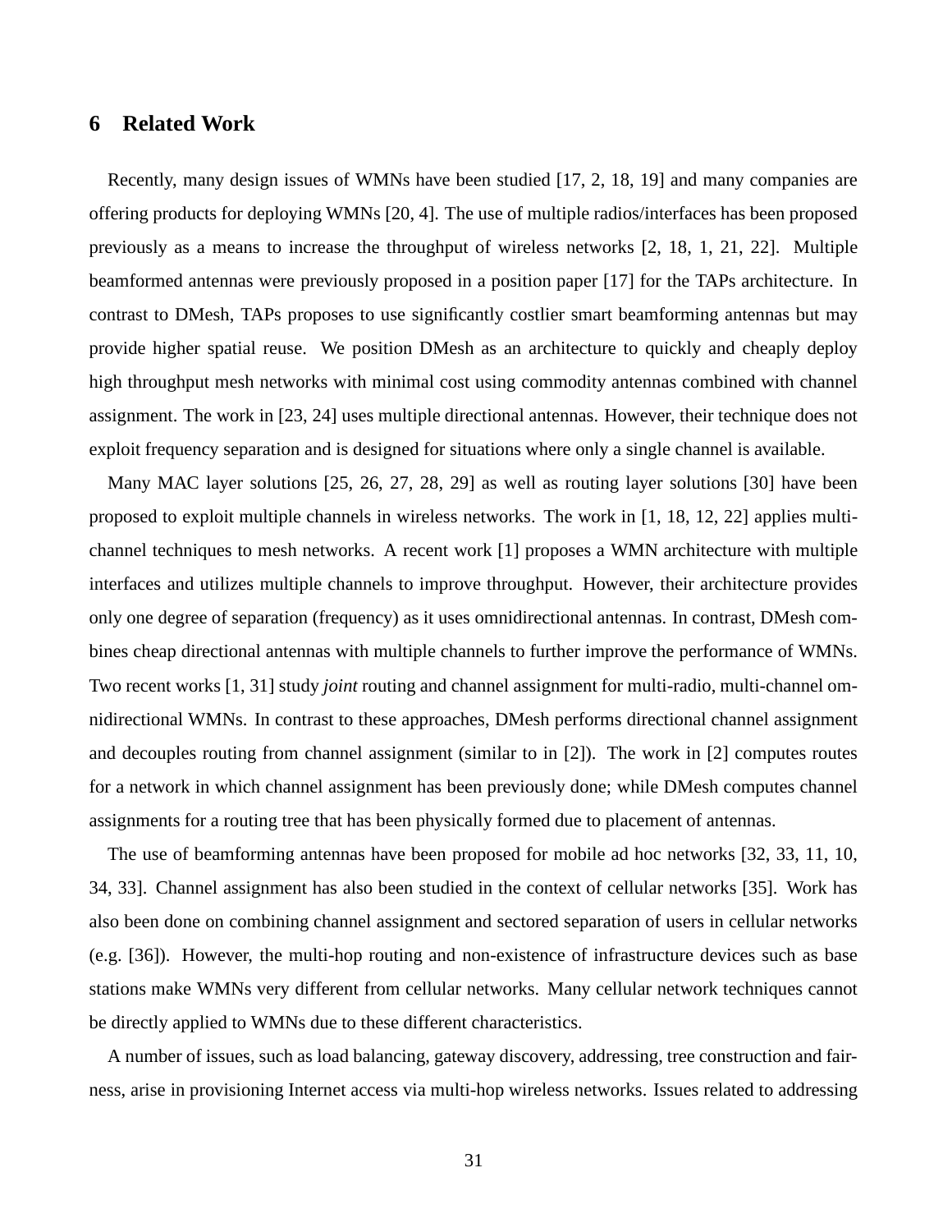## 6 Related Work

Recently, many design issues of WMNs have been studied [17, 2, 18, 19] and many companies are offering products for deploying WMNs [20, 4]. The use of multiple radios/interfaces has been proposed previously as a means to increase the throughput of wireless networks [2, 18, 1, 21, 22]. Multiple beamformed antennas were previously proposed in a position paper [17] for the TAPs architecture. In contrast to DMesh, TAPs proposes to use significantly costlier smart beamforming antennas but may provide higher spatial reuse. We position DMesh as an architecture to quickly and cheaply deploy high throughput mesh networks with minimal cost using commodity antennas combined with channel assignment. The work in [23, 24] uses multiple directional antennas. However, their technique does not exploit frequency separation and is designed for situations where only a single channel is available.

Many MAC layer solutions [25, 26, 27, 28, 29] as well as routing layer solutions [30] have been proposed to exploit multiple channels in wireless networks. The work in [1, 18, 12, 22] applies multi-channel techniques to mesh networks. A recent work [1] proposes a WMN architecture with multiple interfaces and utilizes multiple channels to improve throughput. However, their architecture provides only one degree of separation (frequency) as it uses omnidirectional antennas. In contrast, DMesh combines cheap directional antennas with multiple channels to further improve the performance of WMNs. Two recent works [1, 31] study *joint* routing and channel assignment for multi-radio, multi-channel omnidirectional WMNs. In contrast to these approaches, DMesh performs directional channel assignment and decouples routing from channel assignment (similar to in [2]). The work in [2] computes routes for a network in which channel assignment has been previously done; while DMesh computes channel assignments for a routing tree that has been physically formed due to placement of antennas.

The use of beamforming antennas have been proposed for mobile ad hoc networks [32, 33, 11, 10, 34, 33]. Channel assignment has also been studied in the context of cellular networks [35]. Work has also been done on combining channel assignment and sectored separation of users in cellular networks (e.g. [36]). However, the multi-hop routing and non-existence of infrastructure devices such as base stations make WMNs very different from cellular networks. Many cellular network techniques cannot be directly applied to WMNs due to these different characteristics.

A number of issues, such as load balancing, gateway discovery, addressing, tree construction and fairness, arise in provisioning Internet access via multi-hop wireless networks. Issues related to addressing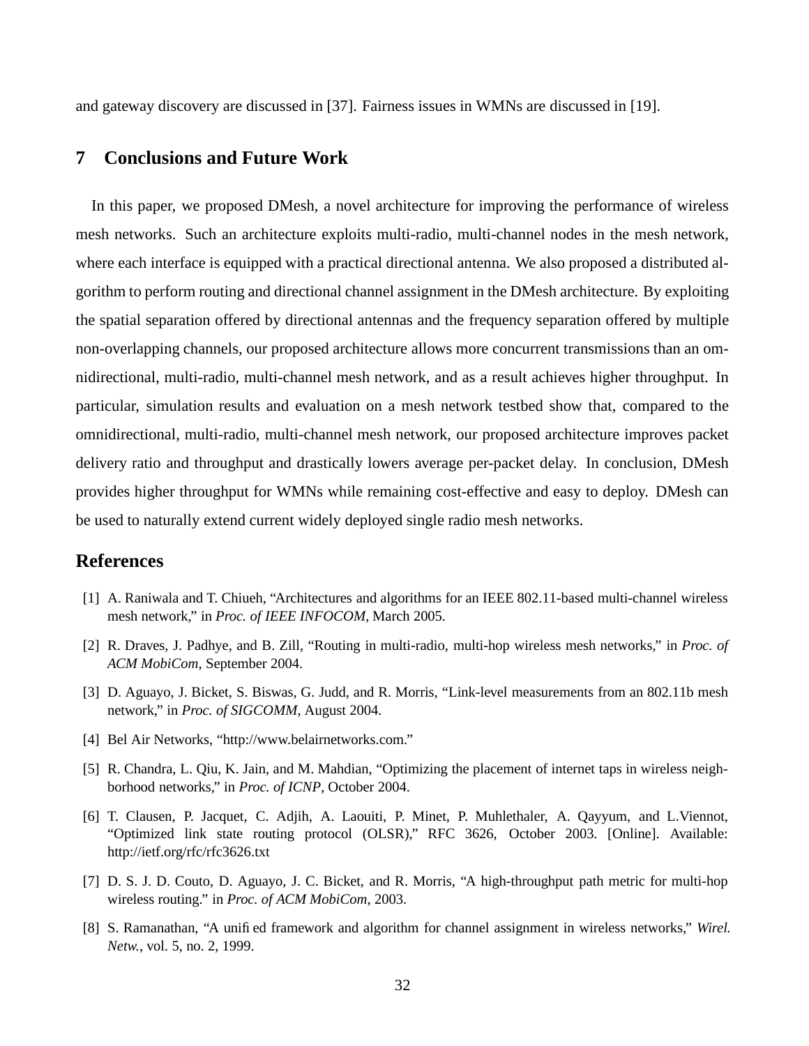and gateway discovery are discussed in [37]. Fairness issues in WMNs are discussed in [19].

## 7 Conclusions and Future Work

In this paper, we proposed DMesh, a novel architecture for improving the performance of wireless mesh networks. Such an architecture exploits multi-radio, multi-channel nodes in the mesh network, where each interface is equipped with a practical directional antenna. We also proposed a distributed algorithm to perform routing and directional channel assignment in the DMesh architecture. By exploiting the spatial separation offered by directional antennas and the frequency separation offered by multiple non-overlapping channels, our proposed architecture allows more concurrent transmissions than an omnidirectional, multi-radio, multi-channel mesh network, and as a result achieves higher throughput. In particular, simulation results and evaluation on a mesh network testbed show that, compared to the omnidirectional, multi-radio, multi-channel mesh network, our proposed architecture improves packet delivery ratio and throughput and drastically lowers average per-packet delay. In conclusion, DMesh provides higher throughput for WMNs while remaining cost-effective and easy to deploy. DMesh can be used to naturally extend current widely deployed single radio mesh networks.

## References

[1] A. Raniwala and T. Chiueh, "Architectures and algorithms for an IEEE 802.11-based multi-channel wireless mesh network," in *Proc. of IEEE INFOCOM*, March 2005.

[2] R. Draves, J. Padhye, and B. Zill, "Routing in multi-radio, multi-hop wireless mesh networks," in *Proc. of ACM MobiCom*, September 2004.

[3] D. Aguayo, J. Bicket, S. Biswas, G. Judd, and R. Morris, "Link-level measurements from an 802.11b mesh network," in *Proc. of SIGCOMM*, August 2004.

[4] Bel Air Networks, "http://www.belairnetworks.com."

[5] R. Chandra, L. Qiu, K. Jain, and M. Mahdian, "Optimizing the placement of internet taps in wireless neighborhood networks," in *Proc. of ICNP*, October 2004.

[6] T. Clausen, P. Jacquet, C. Adjih, A. Laouiti, P. Minet, P. Muhlethaler, A. Qayyum, and L.Viennot, "Optimized link state routing protocol (OLSR)," RFC 3626, October 2003. [Online]. Available: http://ietf.org/rfc/rfc3626.txt

[7] D. S. J. D. Couto, D. Aguayo, J. C. Bicket, and R. Morris, "A high-throughput path metric for multi-hop wireless routing." in *Proc. of ACM MobiCom*, 2003.

[8] S. Ramanathan, "A unified framework and algorithm for channel assignment in wireless networks," *Wirel. Netw.*, vol. 5, no. 2, 1999.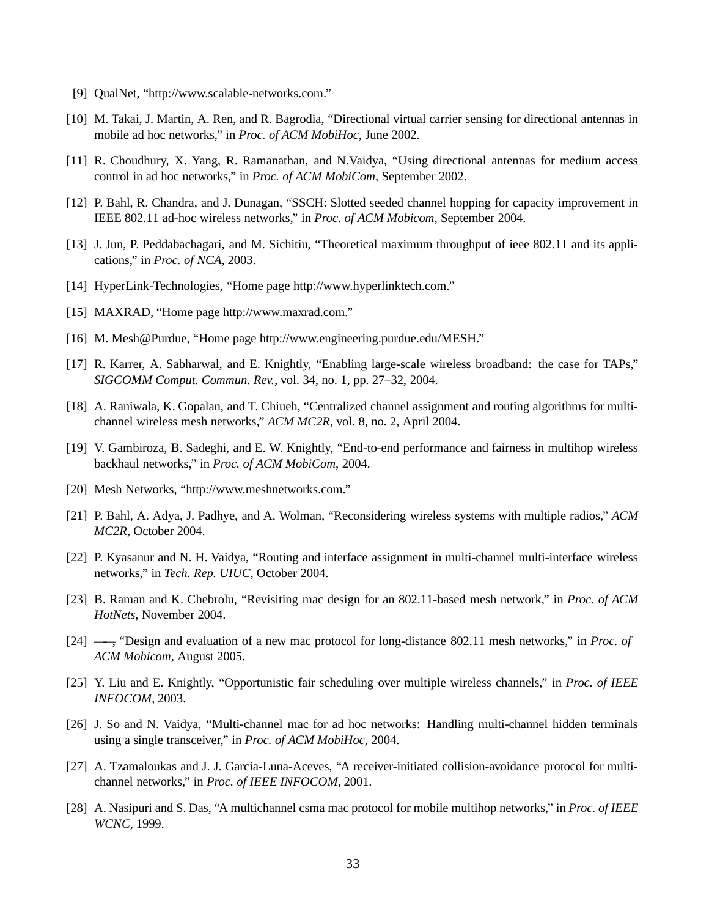[9] QualNet, "http://www.scalable-networks.com."

[10] M. Takai, J. Martin, A. Ren, and R. Bagrodia, "Directional virtual carrier sensing for directional antennas in mobile ad hoc networks," in *Proc. of ACM MobiHoc*, June 2002.

[11] R. Choudhury, X. Yang, R. Ramanathan, and N.Vaidya, "Using directional antennas for medium access control in ad hoc networks," in *Proc. of ACM MobiCom*, September 2002.

[12] P. Bahl, R. Chandra, and J. Dunagan, "SSCH: Slotted seeded channel hopping for capacity improvement in IEEE 802.11 ad-hoc wireless networks," in *Proc. of ACM Mobicom*, September 2004.

[13] J. Jun, P. Peddabachagari, and M. Sichitiu, "Theoretical maximum throughput of ieee 802.11 and its applications," in *Proc. of NCA*, 2003.

[14] HyperLink-Technologies, "Home page http://www.hyperlinktech.com."

[15] MAXRAD, "Home page http://www.maxrad.com."

[16] M. Mesh@Purdue, "Home page http://www.engineering.purdue.edu/MESH."

[17] R. Karrer, A. Sabharwal, and E. Knightly, "Enabling large-scale wireless broadband: the case for TAPs," *SIGCOMM Comput. Commun. Rev.*, vol. 34, no. 1, pp. 27–32, 2004.

[18] A. Raniwala, K. Gopalan, and T. Chiueh, "Centralized channel assignment and routing algorithms for multi-channel wireless mesh networks," *ACM MC2R*, vol. 8, no. 2, April 2004.

[19] V. Gambiroza, B. Sadeghi, and E. W. Knightly, "End-to-end performance and fairness in multihop wireless backhaul networks," in *Proc. of ACM MobiCom*, 2004.

[20] Mesh Networks, "http://www.meshnetworks.com."

[21] P. Bahl, A. Adya, J. Padhye, and A. Wolman, "Reconsidering wireless systems with multiple radios," *ACM MC2R*, October 2004.

[22] P. Kyasanur and N. H. Vaidya, "Routing and interface assignment in multi-channel multi-interface wireless networks," in *Tech. Rep. UIUC*, October 2004.

[23] B. Raman and K. Chebrolu, "Revisiting mac design for an 802.11-based mesh network," in *Proc. of ACM HotNets*, November 2004.

[24] ——, "Design and evaluation of a new mac protocol for long-distance 802.11 mesh networks," in *Proc. of ACM Mobicom*, August 2005.

[25] Y. Liu and E. Knightly, "Opportunistic fair scheduling over multiple wireless channels," in *Proc. of IEEE INFOCOM*, 2003.

[26] J. So and N. Vaidya, "Multi-channel mac for ad hoc networks: Handling multi-channel hidden terminals using a single transceiver," in *Proc. of ACM MobiHoc*, 2004.

[27] A. Tzamaloukas and J. J. Garcia-Luna-Aceves, "A receiver-initiated collision-avoidance protocol for multi-channel networks," in *Proc. of IEEE INFOCOM*, 2001.

[28] A. Nasipuri and S. Das, "A multichannel csma mac protocol for mobile multihop networks," in *Proc. of IEEE WCNC*, 1999.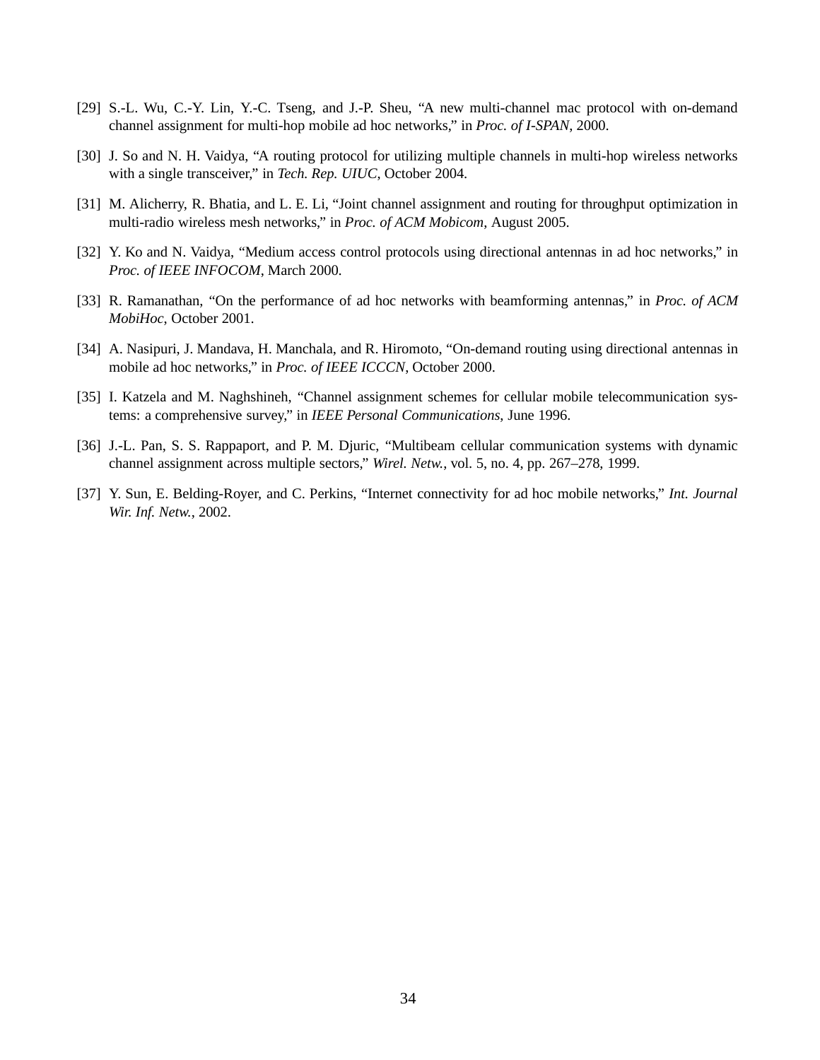[29] S.-L. Wu, C.-Y. Lin, Y.-C. Tseng, and J.-P. Sheu, “A new multi-channel mac protocol with on-demand channel assignment for multi-hop mobile ad hoc networks,” in *Proc. of I-SPAN*, 2000.

[30] J. So and N. H. Vaidya, “A routing protocol for utilizing multiple channels in multi-hop wireless networks with a single transceiver,” in *Tech. Rep. UIUC*, October 2004.

[31] M. Alicherry, R. Bhatia, and L. E. Li, “Joint channel assignment and routing for throughput optimization in multi-radio wireless mesh networks,” in *Proc. of ACM Mobicom*, August 2005.

[32] Y. Ko and N. Vaidya, “Medium access control protocols using directional antennas in ad hoc networks,” in *Proc. of IEEE INFOCOM*, March 2000.

[33] R. Ramanathan, “On the performance of ad hoc networks with beamforming antennas,” in *Proc. of ACM MobiHoc*, October 2001.

[34] A. Nasipuri, J. Mandava, H. Manchala, and R. Hiromoto, “On-demand routing using directional antennas in mobile ad hoc networks,” in *Proc. of IEEE ICCCN*, October 2000.

[35] I. Katzela and M. Naghshineh, “Channel assignment schemes for cellular mobile telecommunication systems: a comprehensive survey,” in *IEEE Personal Communications*, June 1996.

[36] J.-L. Pan, S. S. Rappaport, and P. M. Djuric, “Multibeam cellular communication systems with dynamic channel assignment across multiple sectors,” *Wirel. Netw.*, vol. 5, no. 4, pp. 267–278, 1999.

[37] Y. Sun, E. Belding-Royer, and C. Perkins, “Internet connectivity for ad hoc mobile networks,” *Int. Journal Wir. Inf. Netw.*, 2002.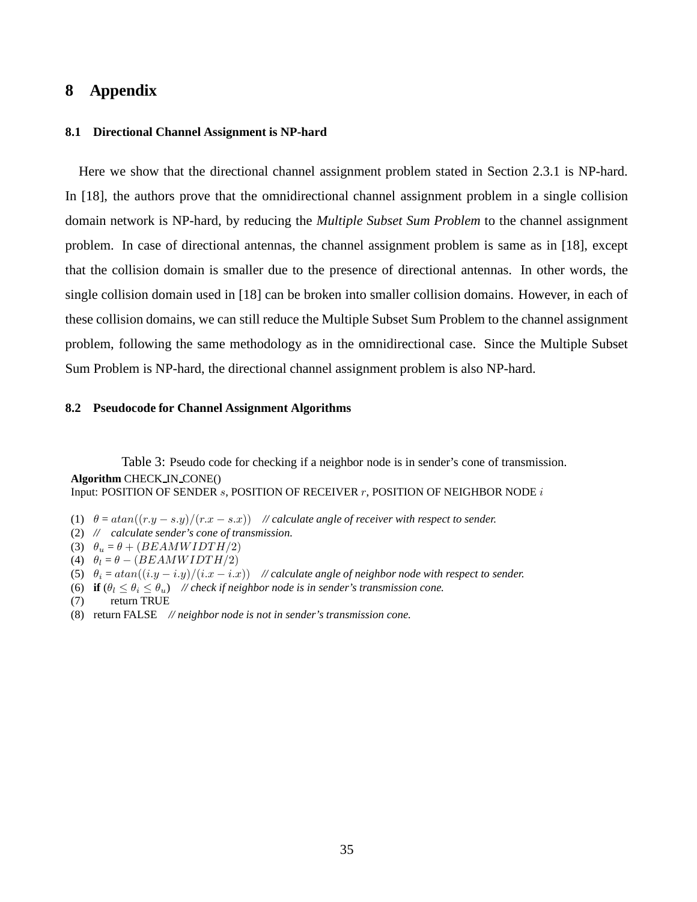# 8 Appendix

### 8.1 Directional Channel Assignment is NP-hard

Here we show that the directional channel assignment problem stated in Section 2.3.1 is NP-hard. In [18], the authors prove that the omnidirectional channel assignment problem in a single collision domain network is NP-hard, by reducing the *Multiple Subset Sum Problem* to the channel assignment problem. In case of directional antennas, the channel assignment problem is same as in [18], except that the collision domain is smaller due to the presence of directional antennas. In other words, the single collision domain used in [18] can be broken into smaller collision domains. However, in each of these collision domains, we can still reduce the Multiple Subset Sum Problem to the channel assignment problem, following the same methodology as in the omnidirectional case. Since the Multiple Subset Sum Problem is NP-hard, the directional channel assignment problem is also NP-hard.

### 8.2 Pseudocode for Channel Assignment Algorithms

Table 3: Pseudo code for checking if a neighbor node is in sender's cone of transmission.

**Algorithm** CHECK_IN_CONE()
Input: POSITION OF SENDER $s$, POSITION OF RECEIVER $r$, POSITION OF NEIGHBOR NODE $i$

(1) $\theta = atan((r.y - s.y)/(r.x - s.x))$ *// calculate angle of receiver with respect to sender.*
(2) *// calculate sender's cone of transmission.*
(3) $\theta_u = \theta + (BEAMWIDTH/2)$
(4) $\theta_l = \theta - (BEAMWIDTH/2)$
(5) $\theta_i = atan((i.y - i.y)/(i.x - i.x))$ *// calculate angle of neighbor node with respect to sender.*
(6) **if** ($\theta_l \leq \theta_i \leq \theta_u$) *// check if neighbor node is in sender's transmission cone.*
(7) return TRUE
(8) return FALSE *// neighbor node is not in sender's transmission cone.*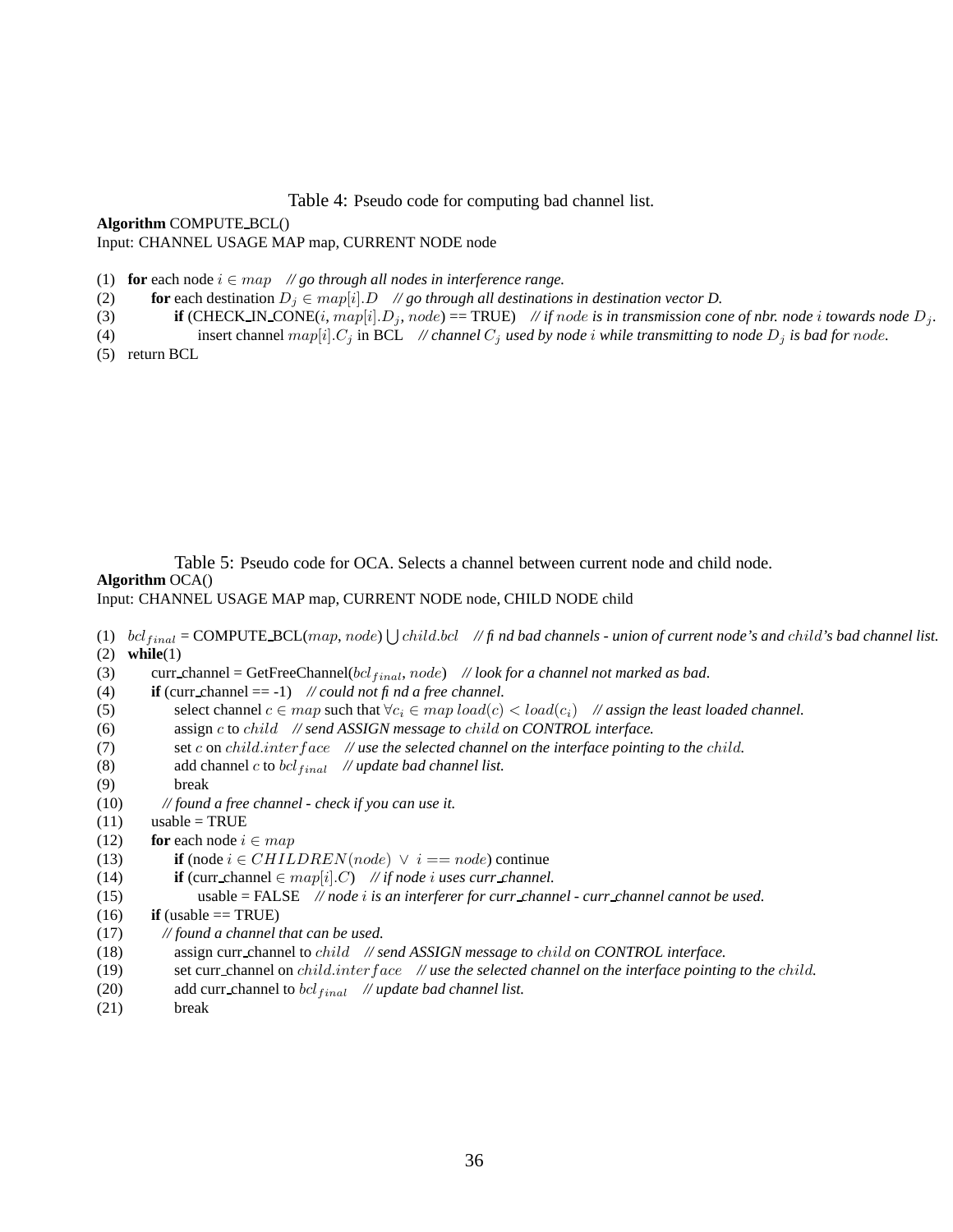Table 4: Pseudo code for computing bad channel list.

**Algorithm** COMPUTE_BCL()
Input: CHANNEL USAGE MAP map, CURRENT NODE node

(1) **for** each node $i \in map$ *// go through all nodes in interference range.*
(2) **for** each destination $D_j \in map[i].D$ *// go through all destinations in destination vector D.*
(3) **if** (CHECK_IN_CONE($i$, $map[i].D_j$, $node$) == TRUE) *// if $node$ is in transmission cone of nbr. node $i$ towards node $D_j$.*
(4) insert channel $map[i].C_j$ in BCL *// channel $C_j$ used by node $i$ while transmitting to node $D_j$ is bad for $node$.*
(5) return BCL

Table 5: Pseudo code for OCA. Selects a channel between current node and child node.

**Algorithm** OCA()
Input: CHANNEL USAGE MAP map, CURRENT NODE node, CHILD NODE child

(1) $bcl_{final}$ = COMPUTE_BCL($map$, $node$) $\bigcup child.bcl$ *// find bad channels - union of current node's and $child$'s bad channel list.*
(2) **while**(1)
(3) curr_channel = GetFreeChannel($bcl_{final}$, $node$) *// look for a channel not marked as bad.*
(4) **if** (curr_channel == -1) *// could not find a free channel.*
(5) select channel $c \in map$ such that $\forall c_i \in map\ load(c) < load(c_i)$ *// assign the least loaded channel.*
(6) assign $c$ to $child$ *// send ASSIGN message to $child$ on CONTROL interface.*
(7) set $c$ on $child.interface$ *// use the selected channel on the interface pointing to the $child$.*
(8) add channel $c$ to $bcl_{final}$ *// update bad channel list.*
(9) break
(10) *// found a free channel - check if you can use it.*
(11) usable = TRUE
(12) **for** each node $i \in map$
(13) **if** (node $i \in CHILDREN(node)\ \vee\ i == node$) continue
(14) **if** (curr_channel $\in map[i].C$) *// if node $i$ uses curr_channel.*
(15) usable = FALSE *// node $i$ is an interferer for curr_channel - curr_channel cannot be used.*
(16) **if** (usable == TRUE)
(17) *// found a channel that can be used.*
(18) assign curr_channel to $child$ *// send ASSIGN message to $child$ on CONTROL interface.*
(19) set curr_channel on $child.interface$ *// use the selected channel on the interface pointing to the $child$.*
(20) add curr_channel to $bcl_{final}$ *// update bad channel list.*
(21) break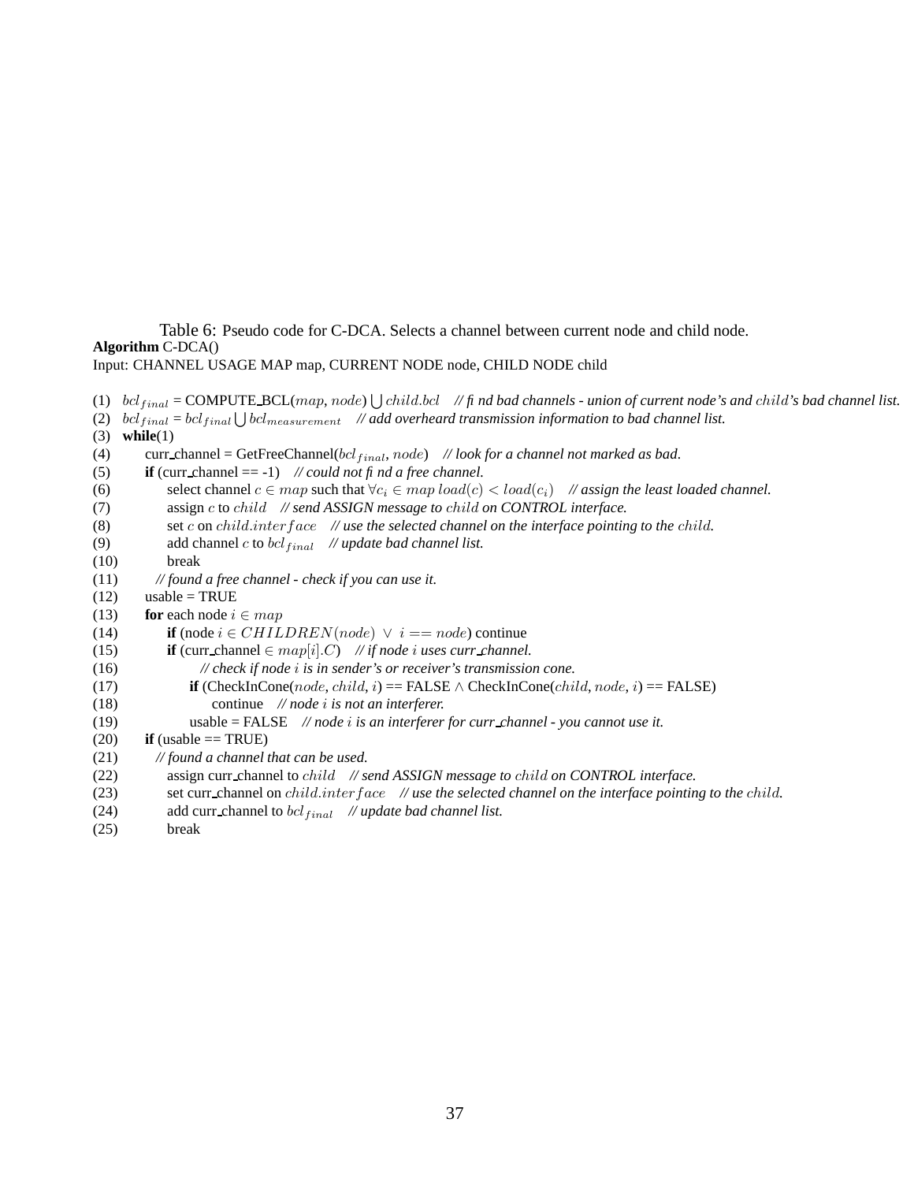Table 6: Pseudo code for C-DCA. Selects a channel between current node and child node.

**Algorithm** C-DCA()

Input: CHANNEL USAGE MAP map, CURRENT NODE node, CHILD NODE child

```
(1)  bcl_final = COMPUTE_BCL(map, node) ⋃ child.bcl   // find bad channels - union of current node's and child's bad channel list.
(2)  bcl_final = bcl_final ⋃ bcl_measurement   // add overheard transmission information to bad channel list.
(3)  while(1)
(4)      curr_channel = GetFreeChannel(bcl_final, node)   // look for a channel not marked as bad.
(5)      if (curr_channel == -1)   // could not find a free channel.
(6)          select channel c ∈ map such that ∀c_i ∈ map load(c) < load(c_i)   // assign the least loaded channel.
(7)          assign c to child   // send ASSIGN message to child on CONTROL interface.
(8)          set c on child.interface   // use the selected channel on the interface pointing to the child.
(9)          add channel c to bcl_final   // update bad channel list.
(10)         break
(11)     // found a free channel - check if you can use it.
(12)     usable = TRUE
(13)     for each node i ∈ map
(14)         if (node i ∈ CHILDREN(node) ∨ i == node) continue
(15)         if (curr_channel ∈ map[i].C)   // if node i uses curr_channel.
(16)             // check if node i is in sender's or receiver's transmission cone.
(17)             if (CheckInCone(node, child, i) == FALSE ∧ CheckInCone(child, node, i) == FALSE)
(18)                 continue   // node i is not an interferer.
(19)             usable = FALSE   // node i is an interferer for curr_channel - you cannot use it.
(20)     if (usable == TRUE)
(21)     // found a channel that can be used.
(22)         assign curr_channel to child   // send ASSIGN message to child on CONTROL interface.
(23)         set curr_channel on child.interface   // use the selected channel on the interface pointing to the child.
(24)         add curr_channel to bcl_final   // update bad channel list.
(25)         break
```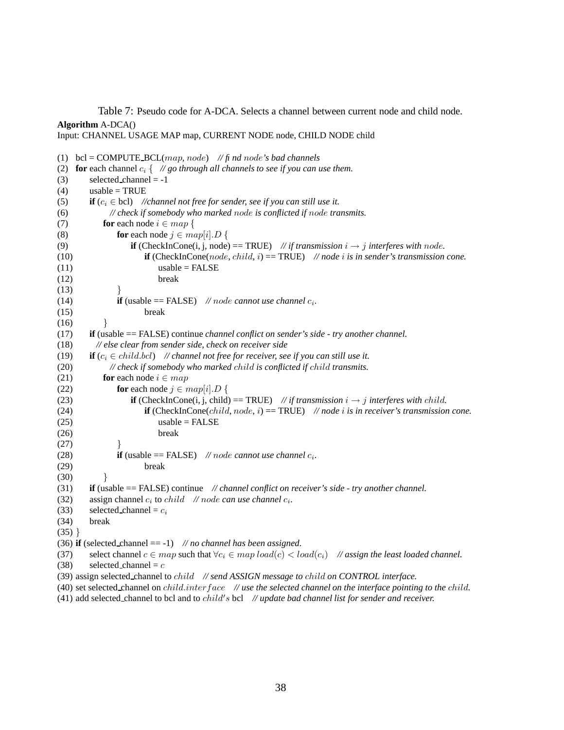Table 7: Pseudo code for A-DCA. Selects a channel between current node and child node.

**Algorithm** A-DCA()
Input: CHANNEL USAGE MAP map, CURRENT NODE node, CHILD NODE child

```
(1)  bcl = COMPUTE_BCL(map, node)   // find node's bad channels
(2)  for each channel c_i {   // go through all channels to see if you can use them.
(3)      selected_channel = -1
(4)      usable = TRUE
(5)      if (c_i ∈ bcl)   //channel not free for sender, see if you can still use it.
(6)          // check if somebody who marked node is conflicted if node transmits.
(7)          for each node i ∈ map {
(8)              for each node j ∈ map[i].D {
(9)                  if (CheckInCone(i, j, node) == TRUE)   // if transmission i → j interferes with node.
(10)                     if (CheckInCone(node, child, i) == TRUE)   // node i is in sender's transmission cone.
(11)                         usable = FALSE
(12)                         break
(13)             }
(14)             if (usable == FALSE)   // node cannot use channel c_i.
(15)                 break
(16)         }
(17)     if (usable == FALSE) continue channel conflict on sender's side - try another channel.
(18)     // else clear from sender side, check on receiver side
(19)     if (c_i ∈ child.bcl)   // channel not free for receiver, see if you can still use it.
(20)         // check if somebody who marked child is conflicted if child transmits.
(21)         for each node i ∈ map
(22)             for each node j ∈ map[i].D {
(23)                 if (CheckInCone(i, j, child) == TRUE)   // if transmission i → j interferes with child.
(24)                     if (CheckInCone(child, node, i) == TRUE)   // node i is in receiver's transmission cone.
(25)                         usable = FALSE
(26)                         break
(27)             }
(28)             if (usable == FALSE)   // node cannot use channel c_i.
(29)                 break
(30)         }
(31)     if (usable == FALSE) continue   // channel conflict on receiver's side - try another channel.
(32)     assign channel c_i to child   // node can use channel c_i.
(33)     selected_channel = c_i
(34)     break
(35) }
(36) if (selected_channel == -1)   // no channel has been assigned.
(37)     select channel c ∈ map such that ∀c_i ∈ map load(c) < load(c_i)   // assign the least loaded channel.
(38)     selected_channel = c
(39) assign selected_channel to child   // send ASSIGN message to child on CONTROL interface.
(40) set selected_channel on child.interface   // use the selected channel on the interface pointing to the child.
(41) add selected_channel to bcl and to child's bcl   // update bad channel list for sender and receiver.
```